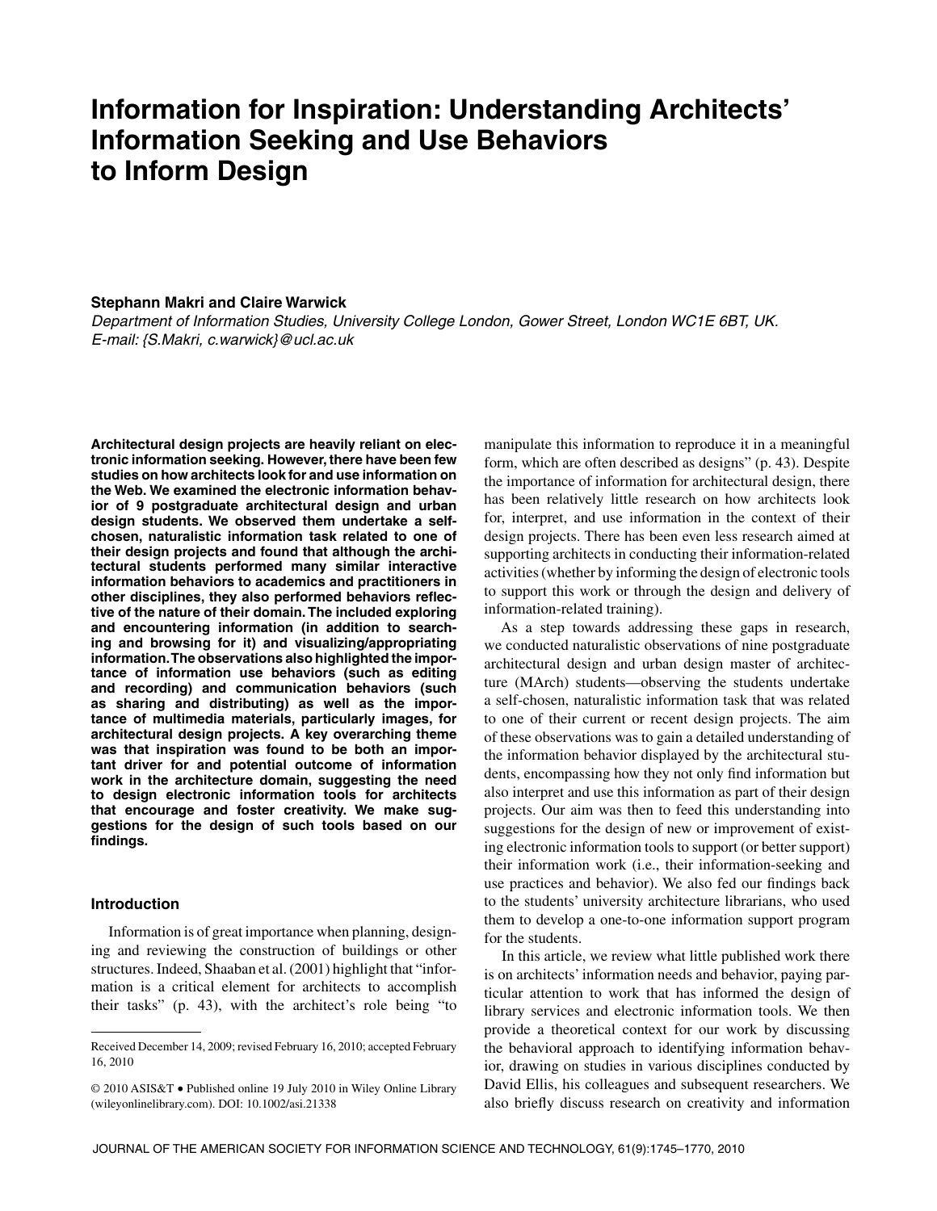# Information for Inspiration: Understanding Architects' Information Seeking and Use Behaviors to Inform Design

**Stephann Makri and Claire Warwick**

*Department of Information Studies, University College London, Gower Street, London WC1E 6BT, UK. E-mail: {S.Makri, c.warwick}@ucl.ac.uk*

**Architectural design projects are heavily reliant on electronic information seeking. However, there have been few studies on how architects look for and use information on the Web. We examined the electronic information behavior of 9 postgraduate architectural design and urban design students. We observed them undertake a self-chosen, naturalistic information task related to one of their design projects and found that although the architectural students performed many similar interactive information behaviors to academics and practitioners in other disciplines, they also performed behaviors reflective of the nature of their domain. The included exploring and encountering information (in addition to searching and browsing for it) and visualizing/appropriating information. The observations also highlighted the importance of information use behaviors (such as editing and recording) and communication behaviors (such as sharing and distributing) as well as the importance of multimedia materials, particularly images, for architectural design projects. A key overarching theme was that inspiration was found to be both an important driver for and potential outcome of information work in the architecture domain, suggesting the need to design electronic information tools for architects that encourage and foster creativity. We make suggestions for the design of such tools based on our findings.**

## Introduction

Information is of great importance when planning, designing and reviewing the construction of buildings or other structures. Indeed, Shaaban et al. (2001) highlight that "information is a critical element for architects to accomplish their tasks" (p. 43), with the architect's role being "to manipulate this information to reproduce it in a meaningful form, which are often described as designs" (p. 43). Despite the importance of information for architectural design, there has been relatively little research on how architects look for, interpret, and use information in the context of their design projects. There has been even less research aimed at supporting architects in conducting their information-related activities (whether by informing the design of electronic tools to support this work or through the design and delivery of information-related training).

As a step towards addressing these gaps in research, we conducted naturalistic observations of nine postgraduate architectural design and urban design master of architecture (MArch) students—observing the students undertake a self-chosen, naturalistic information task that was related to one of their current or recent design projects. The aim of these observations was to gain a detailed understanding of the information behavior displayed by the architectural students, encompassing how they not only find information but also interpret and use this information as part of their design projects. Our aim was then to feed this understanding into suggestions for the design of new or improvement of existing electronic information tools to support (or better support) their information work (i.e., their information-seeking and use practices and behavior). We also fed our findings back to the students' university architecture librarians, who used them to develop a one-to-one information support program for the students.

In this article, we review what little published work there is on architects' information needs and behavior, paying particular attention to work that has informed the design of library services and electronic information tools. We then provide a theoretical context for our work by discussing the behavioral approach to identifying information behavior, drawing on studies in various disciplines conducted by David Ellis, his colleagues and subsequent researchers. We also briefly discuss research on creativity and information

Received December 14, 2009; revised February 16, 2010; accepted February 16, 2010

© 2010 ASIS&T • Published online 19 July 2010 in Wiley Online Library (wileyonlinelibrary.com). DOI: 10.1002/asi.21338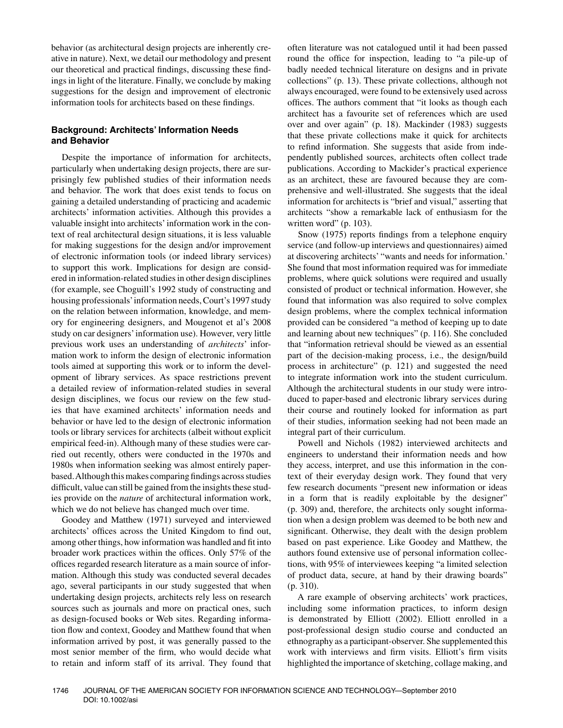behavior (as architectural design projects are inherently creative in nature). Next, we detail our methodology and present our theoretical and practical findings, discussing these findings in light of the literature. Finally, we conclude by making suggestions for the design and improvement of electronic information tools for architects based on these findings.

## Background: Architects' Information Needs and Behavior

Despite the importance of information for architects, particularly when undertaking design projects, there are surprisingly few published studies of their information needs and behavior. The work that does exist tends to focus on gaining a detailed understanding of practicing and academic architects' information activities. Although this provides a valuable insight into architects' information work in the context of real architectural design situations, it is less valuable for making suggestions for the design and/or improvement of electronic information tools (or indeed library services) to support this work. Implications for design are considered in information-related studies in other design disciplines (for example, see Choguill's 1992 study of constructing and housing professionals' information needs, Court's 1997 study on the relation between information, knowledge, and memory for engineering designers, and Mougenot et al's 2008 study on car designers' information use). However, very little previous work uses an understanding of *architects*' information work to inform the design of electronic information tools aimed at supporting this work or to inform the development of library services. As space restrictions prevent a detailed review of information-related studies in several design disciplines, we focus our review on the few studies that have examined architects' information needs and behavior or have led to the design of electronic information tools or library services for architects (albeit without explicit empirical feed-in). Although many of these studies were carried out recently, others were conducted in the 1970s and 1980s when information seeking was almost entirely paper-based. Although this makes comparing findings across studies difficult, value can still be gained from the insights these studies provide on the *nature* of architectural information work, which we do not believe has changed much over time.

Goodey and Matthew (1971) surveyed and interviewed architects' offices across the United Kingdom to find out, among other things, how information was handled and fit into broader work practices within the offices. Only 57% of the offices regarded research literature as a main source of information. Although this study was conducted several decades ago, several participants in our study suggested that when undertaking design projects, architects rely less on research sources such as journals and more on practical ones, such as design-focused books or Web sites. Regarding information flow and context, Goodey and Matthew found that when information arrived by post, it was generally passed to the most senior member of the firm, who would decide what to retain and inform staff of its arrival. They found that often literature was not catalogued until it had been passed round the office for inspection, leading to "a pile-up of badly needed technical literature on designs and in private collections" (p. 13). These private collections, although not always encouraged, were found to be extensively used across offices. The authors comment that "it looks as though each architect has a favourite set of references which are used over and over again" (p. 18). Mackinder (1983) suggests that these private collections make it quick for architects to refind information. She suggests that aside from independently published sources, architects often collect trade publications. According to Mackider's practical experience as an architect, these are favoured because they are comprehensive and well-illustrated. She suggests that the ideal information for architects is "brief and visual," asserting that architects "show a remarkable lack of enthusiasm for the written word" (p. 103).

Snow (1975) reports findings from a telephone enquiry service (and follow-up interviews and questionnaires) aimed at discovering architects' "wants and needs for information.' She found that most information required was for immediate problems, where quick solutions were required and usually consisted of product or technical information. However, she found that information was also required to solve complex design problems, where the complex technical information provided can be considered "a method of keeping up to date and learning about new techniques" (p. 116). She concluded that "information retrieval should be viewed as an essential part of the decision-making process, i.e., the design/build process in architecture" (p. 121) and suggested the need to integrate information work into the student curriculum. Although the architectural students in our study were introduced to paper-based and electronic library services during their course and routinely looked for information as part of their studies, information seeking had not been made an integral part of their curriculum.

Powell and Nichols (1982) interviewed architects and engineers to understand their information needs and how they access, interpret, and use this information in the context of their everyday design work. They found that very few research documents "present new information or ideas in a form that is readily exploitable by the designer" (p. 309) and, therefore, the architects only sought information when a design problem was deemed to be both new and significant. Otherwise, they dealt with the design problem based on past experience. Like Goodey and Matthew, the authors found extensive use of personal information collections, with 95% of interviewees keeping "a limited selection of product data, secure, at hand by their drawing boards" (p. 310).

A rare example of observing architects' work practices, including some information practices, to inform design is demonstrated by Elliott (2002). Elliott enrolled in a post-professional design studio course and conducted an ethnography as a participant-observer. She supplemented this work with interviews and firm visits. Elliott's firm visits highlighted the importance of sketching, collage making, and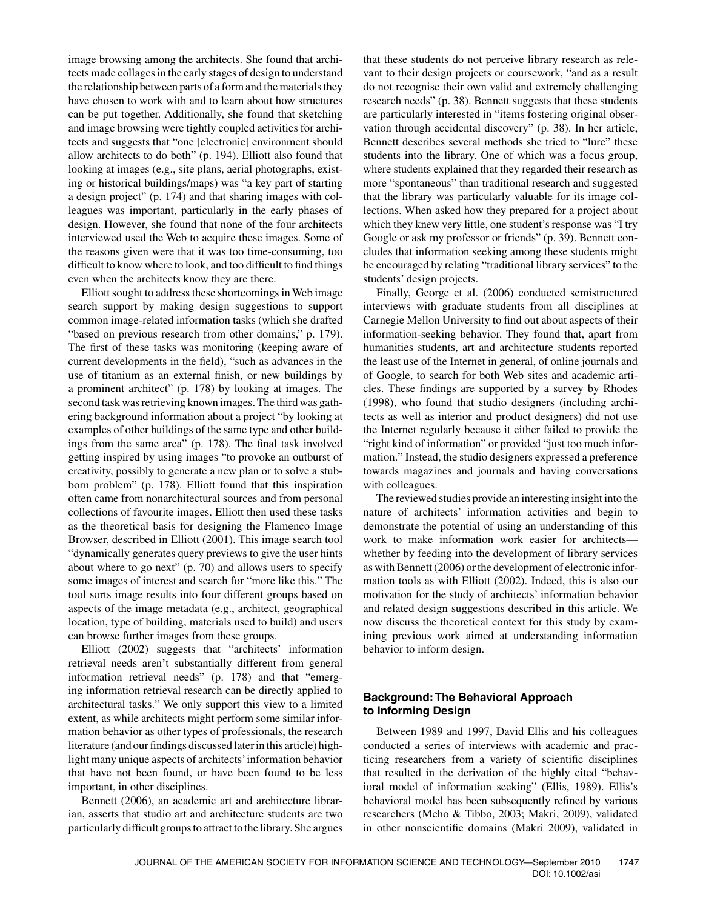image browsing among the architects. She found that architects made collages in the early stages of design to understand the relationship between parts of a form and the materials they have chosen to work with and to learn about how structures can be put together. Additionally, she found that sketching and image browsing were tightly coupled activities for architects and suggests that "one [electronic] environment should allow architects to do both" (p. 194). Elliott also found that looking at images (e.g., site plans, aerial photographs, existing or historical buildings/maps) was "a key part of starting a design project" (p. 174) and that sharing images with colleagues was important, particularly in the early phases of design. However, she found that none of the four architects interviewed used the Web to acquire these images. Some of the reasons given were that it was too time-consuming, too difficult to know where to look, and too difficult to find things even when the architects know they are there.

Elliott sought to address these shortcomings in Web image search support by making design suggestions to support common image-related information tasks (which she drafted "based on previous research from other domains," p. 179). The first of these tasks was monitoring (keeping aware of current developments in the field), "such as advances in the use of titanium as an external finish, or new buildings by a prominent architect" (p. 178) by looking at images. The second task was retrieving known images. The third was gathering background information about a project "by looking at examples of other buildings of the same type and other buildings from the same area" (p. 178). The final task involved getting inspired by using images "to provoke an outburst of creativity, possibly to generate a new plan or to solve a stubborn problem" (p. 178). Elliott found that this inspiration often came from nonarchitectural sources and from personal collections of favourite images. Elliott then used these tasks as the theoretical basis for designing the Flamenco Image Browser, described in Elliott (2001). This image search tool "dynamically generates query previews to give the user hints about where to go next" (p. 70) and allows users to specify some images of interest and search for "more like this." The tool sorts image results into four different groups based on aspects of the image metadata (e.g., architect, geographical location, type of building, materials used to build) and users can browse further images from these groups.

Elliott (2002) suggests that "architects' information retrieval needs aren't substantially different from general information retrieval needs" (p. 178) and that "emerging information retrieval research can be directly applied to architectural tasks." We only support this view to a limited extent, as while architects might perform some similar information behavior as other types of professionals, the research literature (and our findings discussed later in this article) highlight many unique aspects of architects' information behavior that have not been found, or have been found to be less important, in other disciplines.

Bennett (2006), an academic art and architecture librarian, asserts that studio art and architecture students are two particularly difficult groups to attract to the library. She argues that these students do not perceive library research as relevant to their design projects or coursework, "and as a result do not recognise their own valid and extremely challenging research needs" (p. 38). Bennett suggests that these students are particularly interested in "items fostering original observation through accidental discovery" (p. 38). In her article, Bennett describes several methods she tried to "lure" these students into the library. One of which was a focus group, where students explained that they regarded their research as more "spontaneous" than traditional research and suggested that the library was particularly valuable for its image collections. When asked how they prepared for a project about which they knew very little, one student's response was "I try Google or ask my professor or friends" (p. 39). Bennett concludes that information seeking among these students might be encouraged by relating "traditional library services" to the students' design projects.

Finally, George et al. (2006) conducted semistructured interviews with graduate students from all disciplines at Carnegie Mellon University to find out about aspects of their information-seeking behavior. They found that, apart from humanities students, art and architecture students reported the least use of the Internet in general, of online journals and of Google, to search for both Web sites and academic articles. These findings are supported by a survey by Rhodes (1998), who found that studio designers (including architects as well as interior and product designers) did not use the Internet regularly because it either failed to provide the "right kind of information" or provided "just too much information." Instead, the studio designers expressed a preference towards magazines and journals and having conversations with colleagues.

The reviewed studies provide an interesting insight into the nature of architects' information activities and begin to demonstrate the potential of using an understanding of this work to make information work easier for architects—whether by feeding into the development of library services as with Bennett (2006) or the development of electronic information tools as with Elliott (2002). Indeed, this is also our motivation for the study of architects' information behavior and related design suggestions described in this article. We now discuss the theoretical context for this study by examining previous work aimed at understanding information behavior to inform design.

## Background: The Behavioral Approach to Informing Design

Between 1989 and 1997, David Ellis and his colleagues conducted a series of interviews with academic and practicing researchers from a variety of scientific disciplines that resulted in the derivation of the highly cited "behavioral model of information seeking" (Ellis, 1989). Ellis's behavioral model has been subsequently refined by various researchers (Meho & Tibbo, 2003; Makri, 2009), validated in other nonscientific domains (Makri 2009), validated in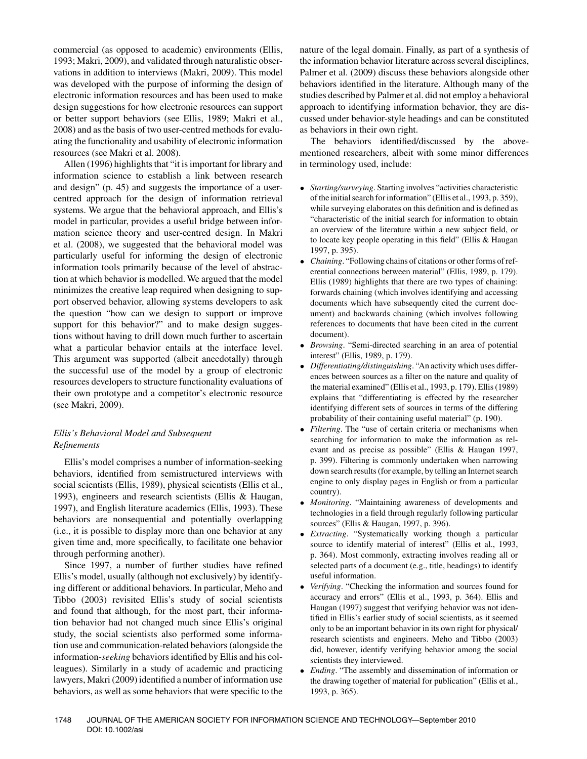commercial (as opposed to academic) environments (Ellis, 1993; Makri, 2009), and validated through naturalistic observations in addition to interviews (Makri, 2009). This model was developed with the purpose of informing the design of electronic information resources and has been used to make design suggestions for how electronic resources can support or better support behaviors (see Ellis, 1989; Makri et al., 2008) and as the basis of two user-centred methods for evaluating the functionality and usability of electronic information resources (see Makri et al. 2008).

Allen (1996) highlights that "it is important for library and information science to establish a link between research and design" (p. 45) and suggests the importance of a user-centred approach for the design of information retrieval systems. We argue that the behavioral approach, and Ellis's model in particular, provides a useful bridge between information science theory and user-centred design. In Makri et al. (2008), we suggested that the behavioral model was particularly useful for informing the design of electronic information tools primarily because of the level of abstraction at which behavior is modelled. We argued that the model minimizes the creative leap required when designing to support observed behavior, allowing systems developers to ask the question "how can we design to support or improve support for this behavior?" and to make design suggestions without having to drill down much further to ascertain what a particular behavior entails at the interface level. This argument was supported (albeit anecdotally) through the successful use of the model by a group of electronic resources developers to structure functionality evaluations of their own prototype and a competitor's electronic resource (see Makri, 2009).

### *Ellis's Behavioral Model and Subsequent Refinements*

Ellis's model comprises a number of information-seeking behaviors, identified from semistructured interviews with social scientists (Ellis, 1989), physical scientists (Ellis et al., 1993), engineers and research scientists (Ellis & Haugan, 1997), and English literature academics (Ellis, 1993). These behaviors are nonsequential and potentially overlapping (i.e., it is possible to display more than one behavior at any given time and, more specifically, to facilitate one behavior through performing another).

Since 1997, a number of further studies have refined Ellis's model, usually (although not exclusively) by identifying different or additional behaviors. In particular, Meho and Tibbo (2003) revisited Ellis's study of social scientists and found that although, for the most part, their information behavior had not changed much since Ellis's original study, the social scientists also performed some information use and communication-related behaviors (alongside the information-*seeking* behaviors identified by Ellis and his colleagues). Similarly in a study of academic and practicing lawyers, Makri (2009) identified a number of information use behaviors, as well as some behaviors that were specific to the nature of the legal domain. Finally, as part of a synthesis of the information behavior literature across several disciplines, Palmer et al. (2009) discuss these behaviors alongside other behaviors identified in the literature. Although many of the studies described by Palmer et al. did not employ a behavioral approach to identifying information behavior, they are discussed under behavior-style headings and can be constituted as behaviors in their own right.

The behaviors identified/discussed by the above-mentioned researchers, albeit with some minor differences in terminology used, include:

- *Starting/surveying*. Starting involves "activities characteristic of the initial search for information" (Ellis et al., 1993, p. 359), while surveying elaborates on this definition and is defined as "characteristic of the initial search for information to obtain an overview of the literature within a new subject field, or to locate key people operating in this field" (Ellis & Haugan 1997, p. 395).
- *Chaining*. "Following chains of citations or other forms of referential connections between material" (Ellis, 1989, p. 179). Ellis (1989) highlights that there are two types of chaining: forwards chaining (which involves identifying and accessing documents which have subsequently cited the current document) and backwards chaining (which involves following references to documents that have been cited in the current document).
- *Browsing*. "Semi-directed searching in an area of potential interest" (Ellis, 1989, p. 179).
- *Differentiating/distinguishing*. "An activity which uses differences between sources as a filter on the nature and quality of the material examined" (Ellis et al., 1993, p. 179). Ellis (1989) explains that "differentiating is effected by the researcher identifying different sets of sources in terms of the differing probability of their containing useful material" (p. 190).
- *Filtering*. The "use of certain criteria or mechanisms when searching for information to make the information as relevant and as precise as possible" (Ellis & Haugan 1997, p. 399). Filtering is commonly undertaken when narrowing down search results (for example, by telling an Internet search engine to only display pages in English or from a particular country).
- *Monitoring*. "Maintaining awareness of developments and technologies in a field through regularly following particular sources" (Ellis & Haugan, 1997, p. 396).
- *Extracting*. "Systematically working though a particular source to identify material of interest" (Ellis et al., 1993, p. 364). Most commonly, extracting involves reading all or selected parts of a document (e.g., title, headings) to identify useful information.
- *Verifying*. "Checking the information and sources found for accuracy and errors" (Ellis et al., 1993, p. 364). Ellis and Haugan (1997) suggest that verifying behavior was not identified in Ellis's earlier study of social scientists, as it seemed only to be an important behavior in its own right for physical/research scientists and engineers. Meho and Tibbo (2003) did, however, identify verifying behavior among the social scientists they interviewed.
- *Ending*. "The assembly and dissemination of information or the drawing together of material for publication" (Ellis et al., 1993, p. 365).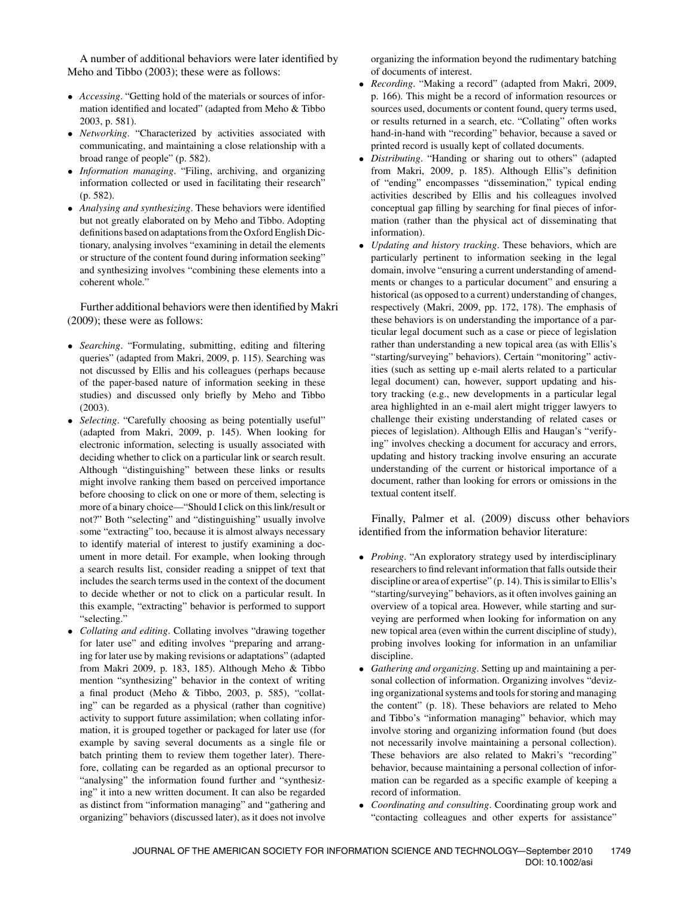A number of additional behaviors were later identified by Meho and Tibbo (2003); these were as follows:

- *Accessing*. "Getting hold of the materials or sources of information identified and located" (adapted from Meho & Tibbo 2003, p. 581).
- *Networking*. "Characterized by activities associated with communicating, and maintaining a close relationship with a broad range of people" (p. 582).
- *Information managing*. "Filing, archiving, and organizing information collected or used in facilitating their research" (p. 582).
- *Analysing and synthesizing*. These behaviors were identified but not greatly elaborated on by Meho and Tibbo. Adopting definitions based on adaptations from the Oxford English Dictionary, analysing involves "examining in detail the elements or structure of the content found during information seeking" and synthesizing involves "combining these elements into a coherent whole."

Further additional behaviors were then identified by Makri (2009); these were as follows:

- *Searching*. "Formulating, submitting, editing and filtering queries" (adapted from Makri, 2009, p. 115). Searching was not discussed by Ellis and his colleagues (perhaps because of the paper-based nature of information seeking in these studies) and discussed only briefly by Meho and Tibbo (2003).
- *Selecting*. "Carefully choosing as being potentially useful" (adapted from Makri, 2009, p. 145). When looking for electronic information, selecting is usually associated with deciding whether to click on a particular link or search result. Although "distinguishing" between these links or results might involve ranking them based on perceived importance before choosing to click on one or more of them, selecting is more of a binary choice—"Should I click on this link/result or not?" Both "selecting" and "distinguishing" usually involve some "extracting" too, because it is almost always necessary to identify material of interest to justify examining a document in more detail. For example, when looking through a search results list, consider reading a snippet of text that includes the search terms used in the context of the document to decide whether or not to click on a particular result. In this example, "extracting" behavior is performed to support "selecting."
- *Collating and editing*. Collating involves "drawing together for later use" and editing involves "preparing and arranging for later use by making revisions or adaptations" (adapted from Makri 2009, p. 183, 185). Although Meho & Tibbo mention "synthesizing" behavior in the context of writing a final product (Meho & Tibbo, 2003, p. 585), "collating" can be regarded as a physical (rather than cognitive) activity to support future assimilation; when collating information, it is grouped together or packaged for later use (for example by saving several documents as a single file or batch printing them to review them together later). Therefore, collating can be regarded as an optional precursor to "analysing" the information found further and "synthesizing" it into a new written document. It can also be regarded as distinct from "information managing" and "gathering and organizing" behaviors (discussed later), as it does not involve organizing the information beyond the rudimentary batching of documents of interest.
- *Recording*. "Making a record" (adapted from Makri, 2009, p. 166). This might be a record of information resources or sources used, documents or content found, query terms used, or results returned in a search, etc. "Collating" often works hand-in-hand with "recording" behavior, because a saved or printed record is usually kept of collated documents.
- *Distributing*. "Handing or sharing out to others" (adapted from Makri, 2009, p. 185). Although Ellis"s definition of "ending" encompasses "dissemination," typical ending activities described by Ellis and his colleagues involved conceptual gap filling by searching for final pieces of information (rather than the physical act of disseminating that information).
- *Updating and history tracking*. These behaviors, which are particularly pertinent to information seeking in the legal domain, involve "ensuring a current understanding of amendments or changes to a particular document" and ensuring a historical (as opposed to a current) understanding of changes, respectively (Makri, 2009, pp. 172, 178). The emphasis of these behaviors is on understanding the importance of a particular legal document such as a case or piece of legislation rather than understanding a new topical area (as with Ellis's "starting/surveying" behaviors). Certain "monitoring" activities (such as setting up e-mail alerts related to a particular legal document) can, however, support updating and history tracking (e.g., new developments in a particular legal area highlighted in an e-mail alert might trigger lawyers to challenge their existing understanding of related cases or pieces of legislation). Although Ellis and Haugan's "verifying" involves checking a document for accuracy and errors, updating and history tracking involve ensuring an accurate understanding of the current or historical importance of a document, rather than looking for errors or omissions in the textual content itself.

Finally, Palmer et al. (2009) discuss other behaviors identified from the information behavior literature:

- *Probing*. "An exploratory strategy used by interdisciplinary researchers to find relevant information that falls outside their discipline or area of expertise" (p. 14). This is similar to Ellis's "starting/surveying" behaviors, as it often involves gaining an overview of a topical area. However, while starting and surveying are performed when looking for information on any new topical area (even within the current discipline of study), probing involves looking for information in an unfamiliar discipline.
- *Gathering and organizing*. Setting up and maintaining a personal collection of information. Organizing involves "devizing organizational systems and tools for storing and managing the content" (p. 18). These behaviors are related to Meho and Tibbo's "information managing" behavior, which may involve storing and organizing information found (but does not necessarily involve maintaining a personal collection). These behaviors are also related to Makri's "recording" behavior, because maintaining a personal collection of information can be regarded as a specific example of keeping a record of information.
- *Coordinating and consulting*. Coordinating group work and "contacting colleagues and other experts for assistance"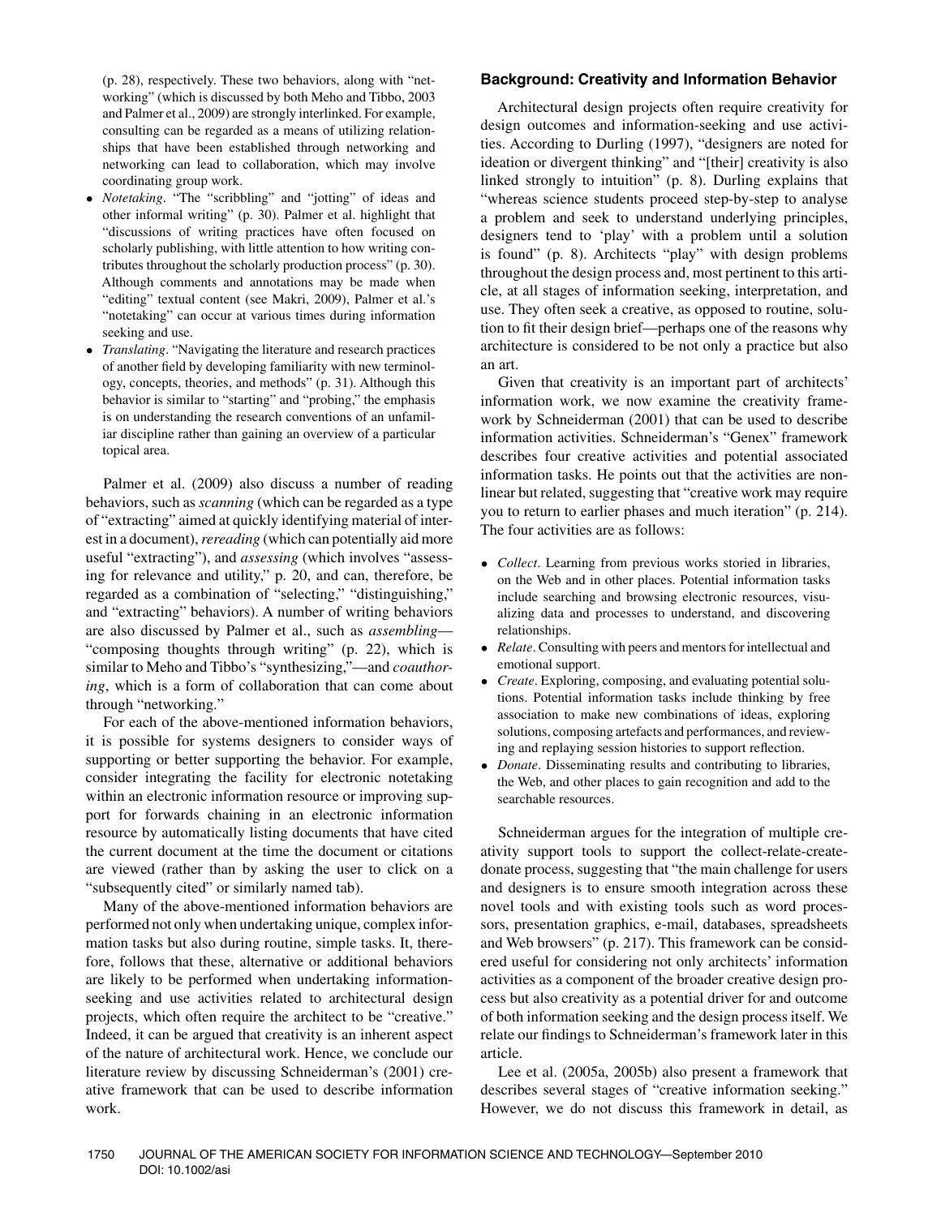(p. 28), respectively. These two behaviors, along with "networking" (which is discussed by both Meho and Tibbo, 2003 and Palmer et al., 2009) are strongly interlinked. For example, consulting can be regarded as a means of utilizing relationships that have been established through networking and networking can lead to collaboration, which may involve coordinating group work.

- *Notetaking*. "The "scribbling" and "jotting" of ideas and other informal writing" (p. 30). Palmer et al. highlight that "discussions of writing practices have often focused on scholarly publishing, with little attention to how writing contributes throughout the scholarly production process" (p. 30). Although comments and annotations may be made when "editing" textual content (see Makri, 2009), Palmer et al.'s "notetaking" can occur at various times during information seeking and use.
- *Translating*. "Navigating the literature and research practices of another field by developing familiarity with new terminology, concepts, theories, and methods" (p. 31). Although this behavior is similar to "starting" and "probing," the emphasis is on understanding the research conventions of an unfamiliar discipline rather than gaining an overview of a particular topical area.

Palmer et al. (2009) also discuss a number of reading behaviors, such as *scanning* (which can be regarded as a type of "extracting" aimed at quickly identifying material of interest in a document), *rereading* (which can potentially aid more useful "extracting"), and *assessing* (which involves "assessing for relevance and utility," p. 20, and can, therefore, be regarded as a combination of "selecting," "distinguishing," and "extracting" behaviors). A number of writing behaviors are also discussed by Palmer et al., such as *assembling*—"composing thoughts through writing" (p. 22), which is similar to Meho and Tibbo's "synthesizing,"—and *coauthoring*, which is a form of collaboration that can come about through "networking."

For each of the above-mentioned information behaviors, it is possible for systems designers to consider ways of supporting or better supporting the behavior. For example, consider integrating the facility for electronic notetaking within an electronic information resource or improving support for forwards chaining in an electronic information resource by automatically listing documents that have cited the current document at the time the document or citations are viewed (rather than by asking the user to click on a "subsequently cited" or similarly named tab).

Many of the above-mentioned information behaviors are performed not only when undertaking unique, complex information tasks but also during routine, simple tasks. It, therefore, follows that these, alternative or additional behaviors are likely to be performed when undertaking information-seeking and use activities related to architectural design projects, which often require the architect to be "creative." Indeed, it can be argued that creativity is an inherent aspect of the nature of architectural work. Hence, we conclude our literature review by discussing Schneiderman's (2001) creative framework that can be used to describe information work.

### Background: Creativity and Information Behavior

Architectural design projects often require creativity for design outcomes and information-seeking and use activities. According to Durling (1997), "designers are noted for ideation or divergent thinking" and "[their] creativity is also linked strongly to intuition" (p. 8). Durling explains that "whereas science students proceed step-by-step to analyse a problem and seek to understand underlying principles, designers tend to 'play' with a problem until a solution is found" (p. 8). Architects "play" with design problems throughout the design process and, most pertinent to this article, at all stages of information seeking, interpretation, and use. They often seek a creative, as opposed to routine, solution to fit their design brief—perhaps one of the reasons why architecture is considered to be not only a practice but also an art.

Given that creativity is an important part of architects' information work, we now examine the creativity framework by Schneiderman (2001) that can be used to describe information activities. Schneiderman's "Genex" framework describes four creative activities and potential associated information tasks. He points out that the activities are nonlinear but related, suggesting that "creative work may require you to return to earlier phases and much iteration" (p. 214). The four activities are as follows:

- *Collect*. Learning from previous works storied in libraries, on the Web and in other places. Potential information tasks include searching and browsing electronic resources, visualizing data and processes to understand, and discovering relationships.
- *Relate*. Consulting with peers and mentors for intellectual and emotional support.
- *Create*. Exploring, composing, and evaluating potential solutions. Potential information tasks include thinking by free association to make new combinations of ideas, exploring solutions, composing artefacts and performances, and reviewing and replaying session histories to support reflection.
- *Donate*. Disseminating results and contributing to libraries, the Web, and other places to gain recognition and add to the searchable resources.

Schneiderman argues for the integration of multiple creativity support tools to support the collect-relate-create-donate process, suggesting that "the main challenge for users and designers is to ensure smooth integration across these novel tools and with existing tools such as word processors, presentation graphics, e-mail, databases, spreadsheets and Web browsers" (p. 217). This framework can be considered useful for considering not only architects' information activities as a component of the broader creative design process but also creativity as a potential driver for and outcome of both information seeking and the design process itself. We relate our findings to Schneiderman's framework later in this article.

Lee et al. (2005a, 2005b) also present a framework that describes several stages of "creative information seeking." However, we do not discuss this framework in detail, as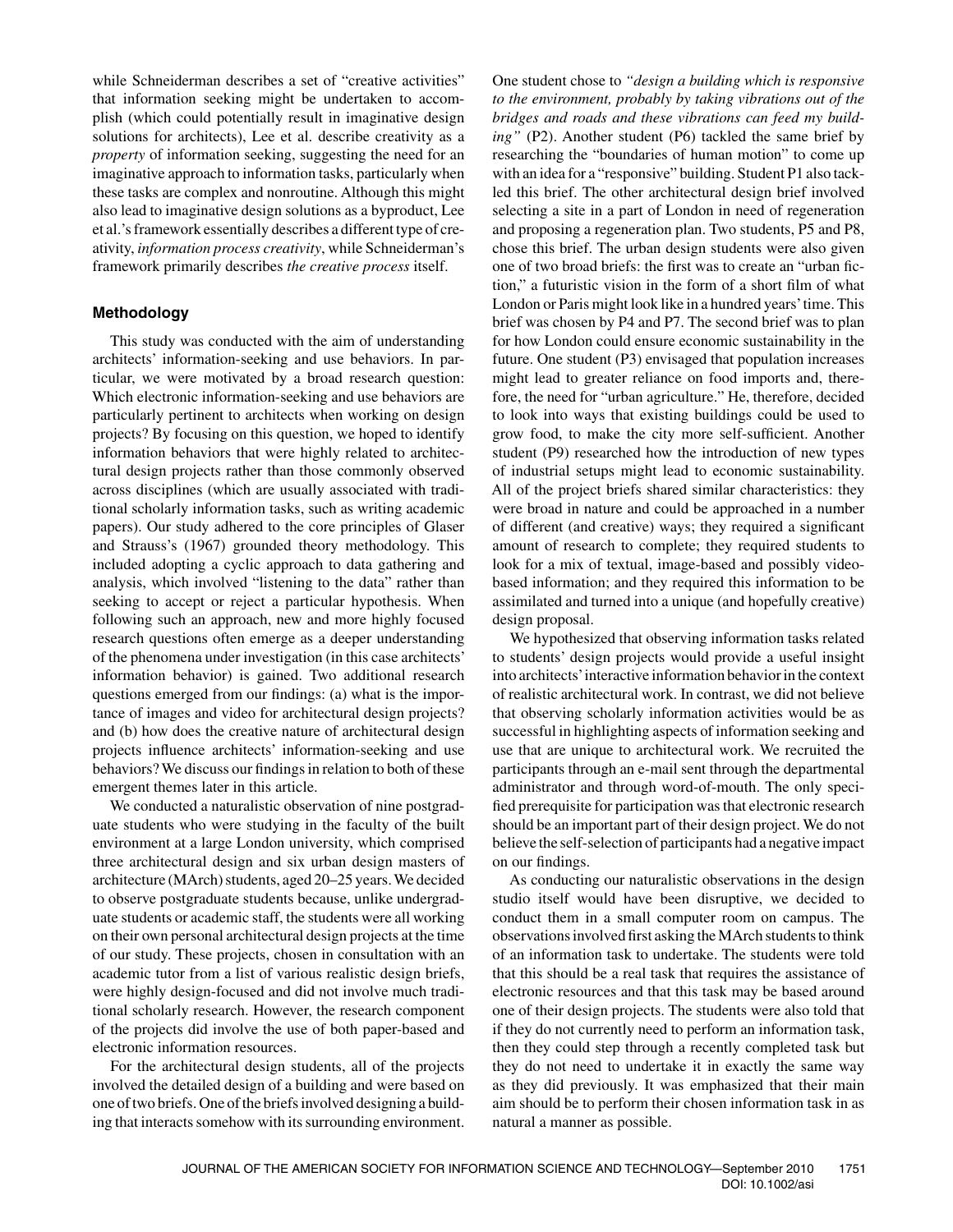while Schneiderman describes a set of "creative activities" that information seeking might be undertaken to accomplish (which could potentially result in imaginative design solutions for architects), Lee et al. describe creativity as a *property* of information seeking, suggesting the need for an imaginative approach to information tasks, particularly when these tasks are complex and nonroutine. Although this might also lead to imaginative design solutions as a byproduct, Lee et al.'s framework essentially describes a different type of creativity, *information process creativity*, while Schneiderman's framework primarily describes *the creative process* itself.

### Methodology

This study was conducted with the aim of understanding architects' information-seeking and use behaviors. In particular, we were motivated by a broad research question: Which electronic information-seeking and use behaviors are particularly pertinent to architects when working on design projects? By focusing on this question, we hoped to identify information behaviors that were highly related to architectural design projects rather than those commonly observed across disciplines (which are usually associated with traditional scholarly information tasks, such as writing academic papers). Our study adhered to the core principles of Glaser and Strauss's (1967) grounded theory methodology. This included adopting a cyclic approach to data gathering and analysis, which involved "listening to the data" rather than seeking to accept or reject a particular hypothesis. When following such an approach, new and more highly focused research questions often emerge as a deeper understanding of the phenomena under investigation (in this case architects' information behavior) is gained. Two additional research questions emerged from our findings: (a) what is the importance of images and video for architectural design projects? and (b) how does the creative nature of architectural design projects influence architects' information-seeking and use behaviors? We discuss our findings in relation to both of these emergent themes later in this article.

We conducted a naturalistic observation of nine postgraduate students who were studying in the faculty of the built environment at a large London university, which comprised three architectural design and six urban design masters of architecture (MArch) students, aged 20–25 years. We decided to observe postgraduate students because, unlike undergraduate students or academic staff, the students were all working on their own personal architectural design projects at the time of our study. These projects, chosen in consultation with an academic tutor from a list of various realistic design briefs, were highly design-focused and did not involve much traditional scholarly research. However, the research component of the projects did involve the use of both paper-based and electronic information resources.

For the architectural design students, all of the projects involved the detailed design of a building and were based on one of two briefs. One of the briefs involved designing a building that interacts somehow with its surrounding environment. One student chose to *"design a building which is responsive to the environment, probably by taking vibrations out of the bridges and roads and these vibrations can feed my building"* (P2). Another student (P6) tackled the same brief by researching the "boundaries of human motion" to come up with an idea for a "responsive" building. Student P1 also tackled this brief. The other architectural design brief involved selecting a site in a part of London in need of regeneration and proposing a regeneration plan. Two students, P5 and P8, chose this brief. The urban design students were also given one of two broad briefs: the first was to create an "urban fiction," a futuristic vision in the form of a short film of what London or Paris might look like in a hundred years' time. This brief was chosen by P4 and P7. The second brief was to plan for how London could ensure economic sustainability in the future. One student (P3) envisaged that population increases might lead to greater reliance on food imports and, therefore, the need for "urban agriculture." He, therefore, decided to look into ways that existing buildings could be used to grow food, to make the city more self-sufficient. Another student (P9) researched how the introduction of new types of industrial setups might lead to economic sustainability. All of the project briefs shared similar characteristics: they were broad in nature and could be approached in a number of different (and creative) ways; they required a significant amount of research to complete; they required students to look for a mix of textual, image-based and possibly video-based information; and they required this information to be assimilated and turned into a unique (and hopefully creative) design proposal.

We hypothesized that observing information tasks related to students' design projects would provide a useful insight into architects' interactive information behavior in the context of realistic architectural work. In contrast, we did not believe that observing scholarly information activities would be as successful in highlighting aspects of information seeking and use that are unique to architectural work. We recruited the participants through an e-mail sent through the departmental administrator and through word-of-mouth. The only specified prerequisite for participation was that electronic research should be an important part of their design project. We do not believe the self-selection of participants had a negative impact on our findings.

As conducting our naturalistic observations in the design studio itself would have been disruptive, we decided to conduct them in a small computer room on campus. The observations involved first asking the MArch students to think of an information task to undertake. The students were told that this should be a real task that requires the assistance of electronic resources and that this task may be based around one of their design projects. The students were also told that if they do not currently need to perform an information task, then they could step through a recently completed task but they do not need to undertake it in exactly the same way as they did previously. It was emphasized that their main aim should be to perform their chosen information task in as natural a manner as possible.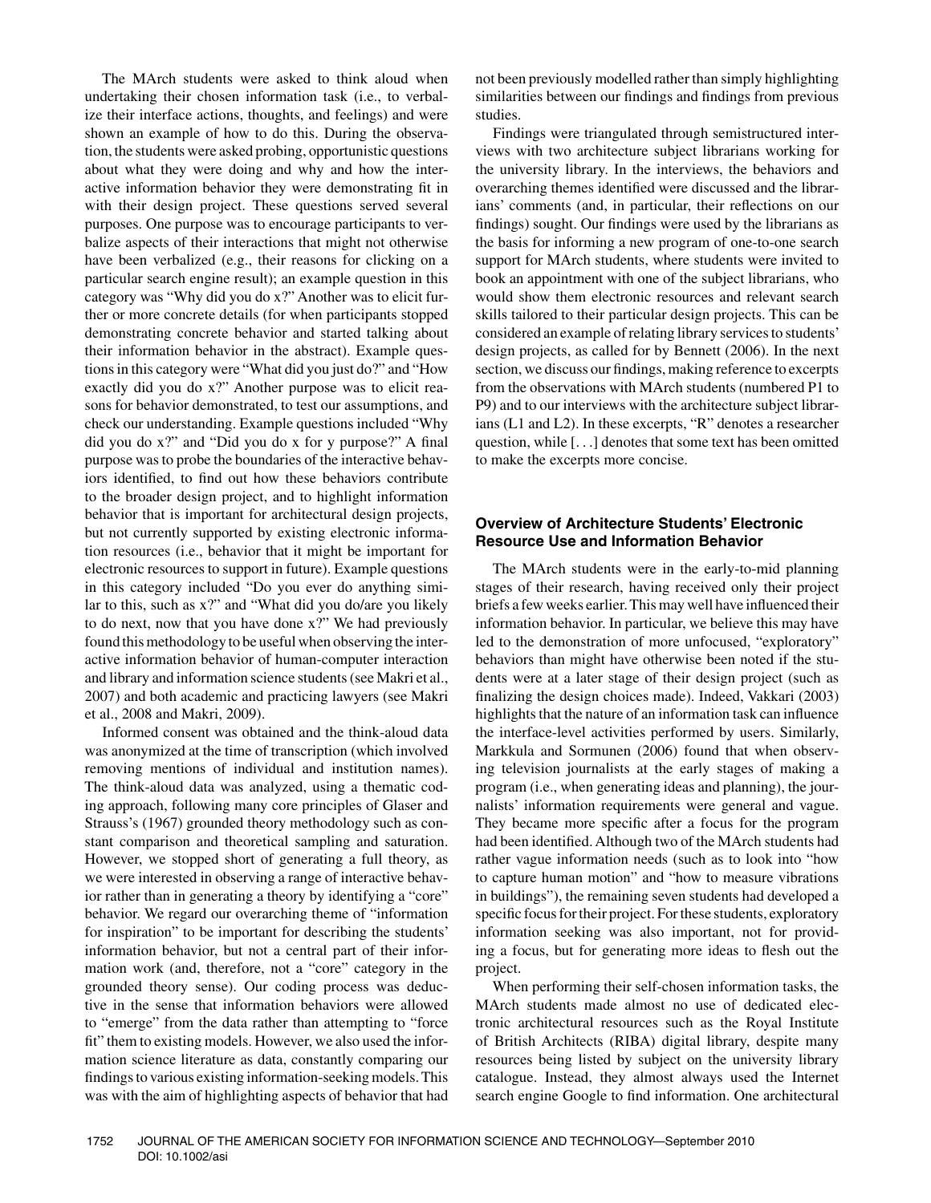The MArch students were asked to think aloud when undertaking their chosen information task (i.e., to verbalize their interface actions, thoughts, and feelings) and were shown an example of how to do this. During the observation, the students were asked probing, opportunistic questions about what they were doing and why and how the interactive information behavior they were demonstrating fit in with their design project. These questions served several purposes. One purpose was to encourage participants to verbalize aspects of their interactions that might not otherwise have been verbalized (e.g., their reasons for clicking on a particular search engine result); an example question in this category was "Why did you do x?" Another was to elicit further or more concrete details (for when participants stopped demonstrating concrete behavior and started talking about their information behavior in the abstract). Example questions in this category were "What did you just do?" and "How exactly did you do x?" Another purpose was to elicit reasons for behavior demonstrated, to test our assumptions, and check our understanding. Example questions included "Why did you do x?" and "Did you do x for y purpose?" A final purpose was to probe the boundaries of the interactive behaviors identified, to find out how these behaviors contribute to the broader design project, and to highlight information behavior that is important for architectural design projects, but not currently supported by existing electronic information resources (i.e., behavior that it might be important for electronic resources to support in future). Example questions in this category included "Do you ever do anything similar to this, such as x?" and "What did you do/are you likely to do next, now that you have done x?" We had previously found this methodology to be useful when observing the interactive information behavior of human-computer interaction and library and information science students (see Makri et al., 2007) and both academic and practicing lawyers (see Makri et al., 2008 and Makri, 2009).

Informed consent was obtained and the think-aloud data was anonymized at the time of transcription (which involved removing mentions of individual and institution names). The think-aloud data was analyzed, using a thematic coding approach, following many core principles of Glaser and Strauss's (1967) grounded theory methodology such as constant comparison and theoretical sampling and saturation. However, we stopped short of generating a full theory, as we were interested in observing a range of interactive behavior rather than in generating a theory by identifying a "core" behavior. We regard our overarching theme of "information for inspiration" to be important for describing the students' information behavior, but not a central part of their information work (and, therefore, not a "core" category in the grounded theory sense). Our coding process was deductive in the sense that information behaviors were allowed to "emerge" from the data rather than attempting to "force fit" them to existing models. However, we also used the information science literature as data, constantly comparing our findings to various existing information-seeking models. This was with the aim of highlighting aspects of behavior that had not been previously modelled rather than simply highlighting similarities between our findings and findings from previous studies.

Findings were triangulated through semistructured interviews with two architecture subject librarians working for the university library. In the interviews, the behaviors and overarching themes identified were discussed and the librarians' comments (and, in particular, their reflections on our findings) sought. Our findings were used by the librarians as the basis for informing a new program of one-to-one search support for MArch students, where students were invited to book an appointment with one of the subject librarians, who would show them electronic resources and relevant search skills tailored to their particular design projects. This can be considered an example of relating library services to students' design projects, as called for by Bennett (2006). In the next section, we discuss our findings, making reference to excerpts from the observations with MArch students (numbered P1 to P9) and to our interviews with the architecture subject librarians (L1 and L2). In these excerpts, "R" denotes a researcher question, while [...] denotes that some text has been omitted to make the excerpts more concise.

## Overview of Architecture Students' Electronic Resource Use and Information Behavior

The MArch students were in the early-to-mid planning stages of their research, having received only their project briefs a few weeks earlier. This may well have influenced their information behavior. In particular, we believe this may have led to the demonstration of more unfocused, "exploratory" behaviors than might have otherwise been noted if the students were at a later stage of their design project (such as finalizing the design choices made). Indeed, Vakkari (2003) highlights that the nature of an information task can influence the interface-level activities performed by users. Similarly, Markkula and Sormunen (2006) found that when observing television journalists at the early stages of making a program (i.e., when generating ideas and planning), the journalists' information requirements were general and vague. They became more specific after a focus for the program had been identified. Although two of the MArch students had rather vague information needs (such as to look into "how to capture human motion" and "how to measure vibrations in buildings"), the remaining seven students had developed a specific focus for their project. For these students, exploratory information seeking was also important, not for providing a focus, but for generating more ideas to flesh out the project.

When performing their self-chosen information tasks, the MArch students made almost no use of dedicated electronic architectural resources such as the Royal Institute of British Architects (RIBA) digital library, despite many resources being listed by subject on the university library catalogue. Instead, they almost always used the Internet search engine Google to find information. One architectural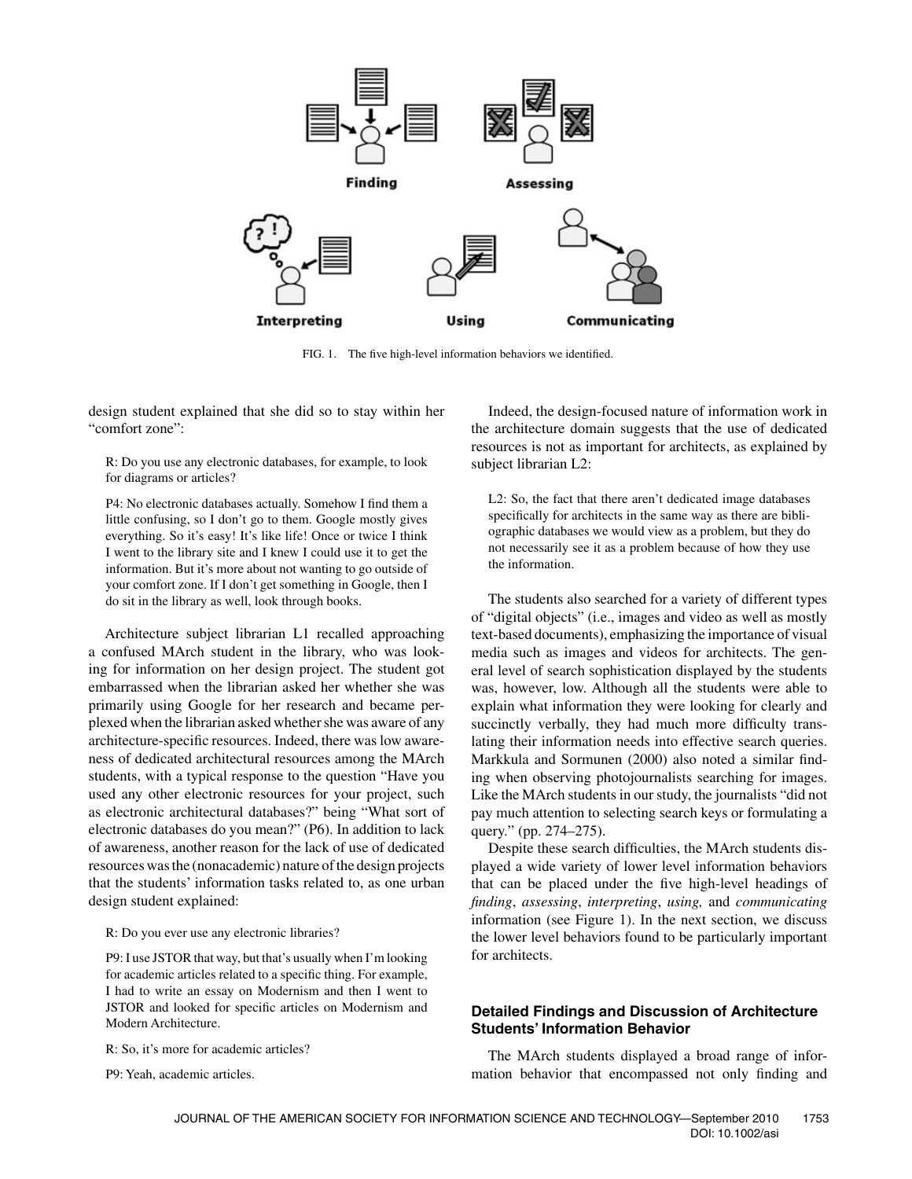FIG. 1. The five high-level information behaviors we identified.

design student explained that she did so to stay within her "comfort zone":

> R: Do you use any electronic databases, for example, to look for diagrams or articles?
>
> P4: No electronic databases actually. Somehow I find them a little confusing, so I don't go to them. Google mostly gives everything. So it's easy! It's like life! Once or twice I think I went to the library site and I knew I could use it to get the information. But it's more about not wanting to go outside of your comfort zone. If I don't get something in Google, then I do sit in the library as well, look through books.

Architecture subject librarian L1 recalled approaching a confused MArch student in the library, who was looking for information on her design project. The student got embarrassed when the librarian asked her whether she was primarily using Google for her research and became perplexed when the librarian asked whether she was aware of any architecture-specific resources. Indeed, there was low awareness of dedicated architectural resources among the MArch students, with a typical response to the question "Have you used any other electronic resources for your project, such as electronic architectural databases?" being "What sort of electronic databases do you mean?" (P6). In addition to lack of awareness, another reason for the lack of use of dedicated resources was the (nonacademic) nature of the design projects that the students' information tasks related to, as one urban design student explained:

> R: Do you ever use any electronic libraries?
>
> P9: I use JSTOR that way, but that's usually when I'm looking for academic articles related to a specific thing. For example, I had to write an essay on Modernism and then I went to JSTOR and looked for specific articles on Modernism and Modern Architecture.
>
> R: So, it's more for academic articles?
>
> P9: Yeah, academic articles.

Indeed, the design-focused nature of information work in the architecture domain suggests that the use of dedicated resources is not as important for architects, as explained by subject librarian L2:

> L2: So, the fact that there aren't dedicated image databases specifically for architects in the same way as there are bibliographic databases we would view as a problem, but they do not necessarily see it as a problem because of how they use the information.

The students also searched for a variety of different types of "digital objects" (i.e., images and video as well as mostly text-based documents), emphasizing the importance of visual media such as images and videos for architects. The general level of search sophistication displayed by the students was, however, low. Although all the students were able to explain what information they were looking for clearly and succinctly verbally, they had much more difficulty translating their information needs into effective search queries. Markkula and Sormunen (2000) also noted a similar finding when observing photojournalists searching for images. Like the MArch students in our study, the journalists "did not pay much attention to selecting search keys or formulating a query." (pp. 274–275).

Despite these search difficulties, the MArch students displayed a wide variety of lower level information behaviors that can be placed under the five high-level headings of *finding*, *assessing*, *interpreting*, *using,* and *communicating* information (see Figure 1). In the next section, we discuss the lower level behaviors found to be particularly important for architects.

### Detailed Findings and Discussion of Architecture Students' Information Behavior

The MArch students displayed a broad range of information behavior that encompassed not only finding and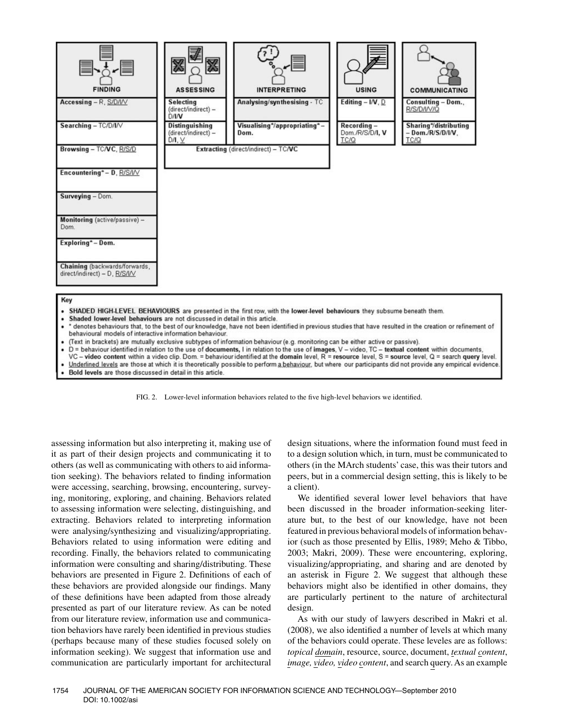FINDING

Accessing – R, S/D/I/V

Searching – TC/D/I/V

Browsing – TC/VC, R/S/D

Encountering* – D, R/S/I/V

Surveying – Dom.

Monitoring (active/passive) – Dom.

Exploring* – Dom.

Chaining (backwards/forwards, direct/indirect) – D, R/S/I/V

ASSESSING

Selecting (direct/indirect) – D/I/V

Distinguishing (direct/indirect) – D/I, V

INTERPRETING

Analysing/synthesising - TC

Visualising*/appropriating* – Dom.

Extracting (direct/indirect) – TC/VC

USING

Editing – I/V, D

Recording – Dom./R/S/D/I, V TC/Q

COMMUNICATING

Consulting – Dom., R/S/D/I/V/Q

Sharing*/distributing – Dom./R/S/D/I/V, TC/Q

Key

- SHADED HIGH-LEVEL BEHAVIOURS are presented in the first row, with the lower-level behaviours they subsume beneath them.
- Shaded lower-level behaviours are not discussed in detail in this article.
- * denotes behaviours that, to the best of our knowledge, have not been identified in previous studies that have resulted in the creation or refinement of behavioural models of interactive information behaviour.
- (Text in brackets) are mutually exclusive subtypes of information behaviour (e.g. monitoring can be either active or passive).
- D = behaviour identified in relation to the use of documents, I in relation to the use of images, V – video, TC – textual content within documents, VC – video content within a video clip. Dom. = behaviour identified at the domain level, R = resource level, S = source level, Q = search query level.
- Underlined levels are those at which it is theoretically possible to perform a behaviour, but where our participants did not provide any empirical evidence.
- Bold levels are those discussed in detail in this article.

FIG. 2. Lower-level information behaviors related to the five high-level behaviors we identified.

assessing information but also interpreting it, making use of it as part of their design projects and communicating it to others (as well as communicating with others to aid information seeking). The behaviors related to finding information were accessing, searching, browsing, encountering, surveying, monitoring, exploring, and chaining. Behaviors related to assessing information were selecting, distinguishing, and extracting. Behaviors related to interpreting information were analysing/synthesizing and visualizing/appropriating. Behaviors related to using information were editing and recording. Finally, the behaviors related to communicating information were consulting and sharing/distributing. These behaviors are presented in Figure 2. Definitions of each of these behaviors are provided alongside our findings. Many of these definitions have been adapted from those already presented as part of our literature review. As can be noted from our literature review, information use and communication behaviors have rarely been identified in previous studies (perhaps because many of these studies focused solely on information seeking). We suggest that information use and communication are particularly important for architectural design situations, where the information found must feed in to a design solution which, in turn, must be communicated to others (in the MArch students' case, this was their tutors and peers, but in a commercial design setting, this is likely to be a client).

We identified several lower level behaviors that have been discussed in the broader information-seeking literature but, to the best of our knowledge, have not been featured in previous behavioral models of information behavior (such as those presented by Ellis, 1989; Meho & Tibbo, 2003; Makri, 2009). These were encountering, exploring, visualizing/appropriating, and sharing and are denoted by an asterisk in Figure 2. We suggest that although these behaviors might also be identified in other domains, they are particularly pertinent to the nature of architectural design.

As with our study of lawyers described in Makri et al. (2008), we also identified a number of levels at which many of the behaviors could operate. These leveles are as follows: *topical domain*, resource, source, document, *textual content*, *image, video, video content*, and search query. As an example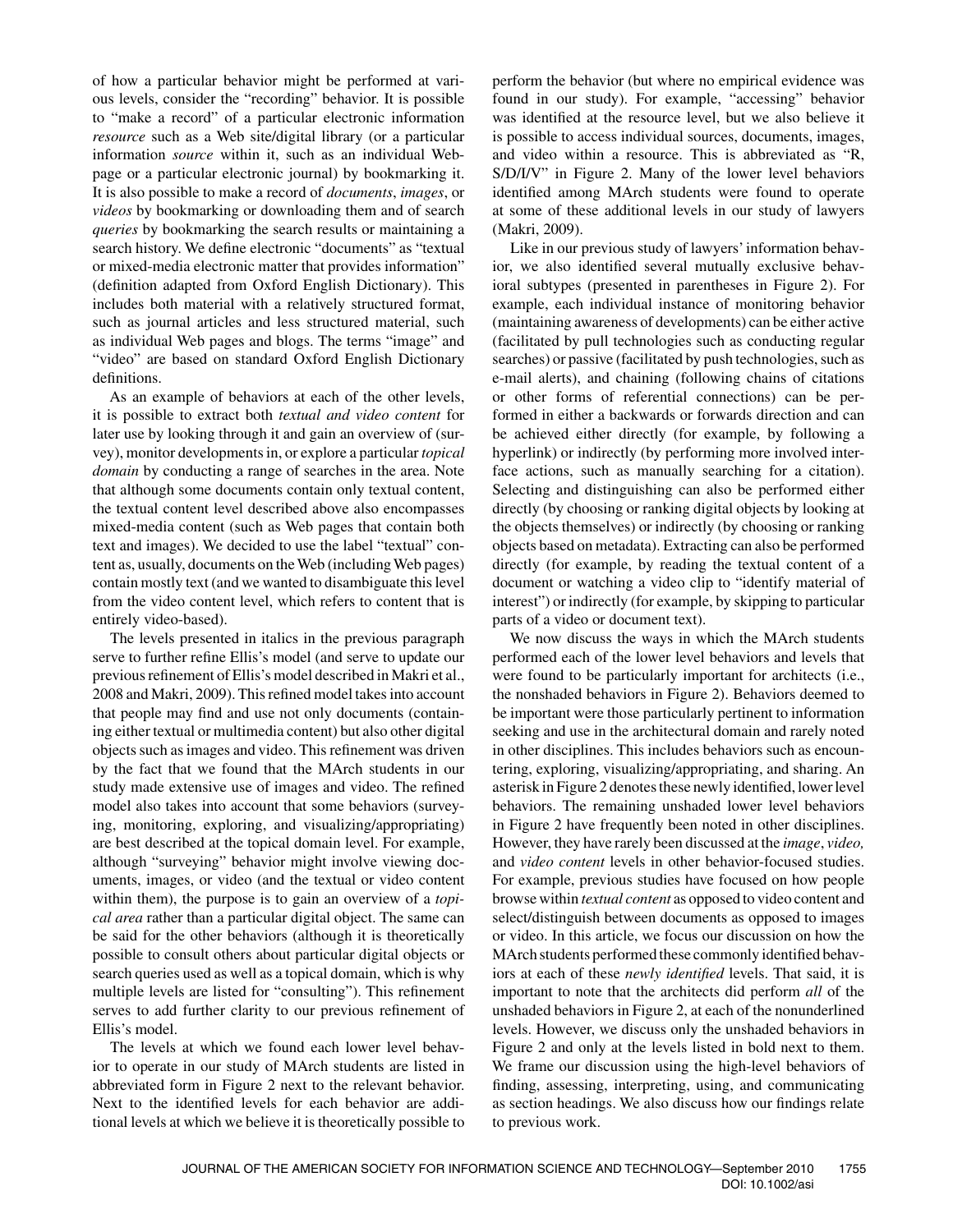of how a particular behavior might be performed at various levels, consider the "recording" behavior. It is possible to "make a record" of a particular electronic information *resource* such as a Web site/digital library (or a particular information *source* within it, such as an individual Webpage or a particular electronic journal) by bookmarking it. It is also possible to make a record of *documents*, *images*, or *videos* by bookmarking or downloading them and of search *queries* by bookmarking the search results or maintaining a search history. We define electronic "documents" as "textual or mixed-media electronic matter that provides information" (definition adapted from Oxford English Dictionary). This includes both material with a relatively structured format, such as journal articles and less structured material, such as individual Web pages and blogs. The terms "image" and "video" are based on standard Oxford English Dictionary definitions.

As an example of behaviors at each of the other levels, it is possible to extract both *textual and video content* for later use by looking through it and gain an overview of (survey), monitor developments in, or explore a particular *topical domain* by conducting a range of searches in the area. Note that although some documents contain only textual content, the textual content level described above also encompasses mixed-media content (such as Web pages that contain both text and images). We decided to use the label "textual" content as, usually, documents on the Web (including Web pages) contain mostly text (and we wanted to disambiguate this level from the video content level, which refers to content that is entirely video-based).

The levels presented in italics in the previous paragraph serve to further refine Ellis's model (and serve to update our previous refinement of Ellis's model described in Makri et al., 2008 and Makri, 2009). This refined model takes into account that people may find and use not only documents (containing either textual or multimedia content) but also other digital objects such as images and video. This refinement was driven by the fact that we found that the MArch students in our study made extensive use of images and video. The refined model also takes into account that some behaviors (surveying, monitoring, exploring, and visualizing/appropriating) are best described at the topical domain level. For example, although "surveying" behavior might involve viewing documents, images, or video (and the textual or video content within them), the purpose is to gain an overview of a *topical area* rather than a particular digital object. The same can be said for the other behaviors (although it is theoretically possible to consult others about particular digital objects or search queries used as well as a topical domain, which is why multiple levels are listed for "consulting"). This refinement serves to add further clarity to our previous refinement of Ellis's model.

The levels at which we found each lower level behavior to operate in our study of MArch students are listed in abbreviated form in Figure 2 next to the relevant behavior. Next to the identified levels for each behavior are additional levels at which we believe it is theoretically possible to perform the behavior (but where no empirical evidence was found in our study). For example, "accessing" behavior was identified at the resource level, but we also believe it is possible to access individual sources, documents, images, and video within a resource. This is abbreviated as "R, S/D/I/V" in Figure 2. Many of the lower level behaviors identified among MArch students were found to operate at some of these additional levels in our study of lawyers (Makri, 2009).

Like in our previous study of lawyers' information behavior, we also identified several mutually exclusive behavioral subtypes (presented in parentheses in Figure 2). For example, each individual instance of monitoring behavior (maintaining awareness of developments) can be either active (facilitated by pull technologies such as conducting regular searches) or passive (facilitated by push technologies, such as e-mail alerts), and chaining (following chains of citations or other forms of referential connections) can be performed in either a backwards or forwards direction and can be achieved either directly (for example, by following a hyperlink) or indirectly (by performing more involved interface actions, such as manually searching for a citation). Selecting and distinguishing can also be performed either directly (by choosing or ranking digital objects by looking at the objects themselves) or indirectly (by choosing or ranking objects based on metadata). Extracting can also be performed directly (for example, by reading the textual content of a document or watching a video clip to "identify material of interest") or indirectly (for example, by skipping to particular parts of a video or document text).

We now discuss the ways in which the MArch students performed each of the lower level behaviors and levels that were found to be particularly important for architects (i.e., the nonshaded behaviors in Figure 2). Behaviors deemed to be important were those particularly pertinent to information seeking and use in the architectural domain and rarely noted in other disciplines. This includes behaviors such as encountering, exploring, visualizing/appropriating, and sharing. An asterisk in Figure 2 denotes these newly identified, lower level behaviors. The remaining unshaded lower level behaviors in Figure 2 have frequently been noted in other disciplines. However, they have rarely been discussed at the *image*, *video,* and *video content* levels in other behavior-focused studies. For example, previous studies have focused on how people browse within *textual content* as opposed to video content and select/distinguish between documents as opposed to images or video. In this article, we focus our discussion on how the MArch students performed these commonly identified behaviors at each of these *newly identified* levels. That said, it is important to note that the architects did perform *all* of the unshaded behaviors in Figure 2, at each of the nonunderlined levels. However, we discuss only the unshaded behaviors in Figure 2 and only at the levels listed in bold next to them. We frame our discussion using the high-level behaviors of finding, assessing, interpreting, using, and communicating as section headings. We also discuss how our findings relate to previous work.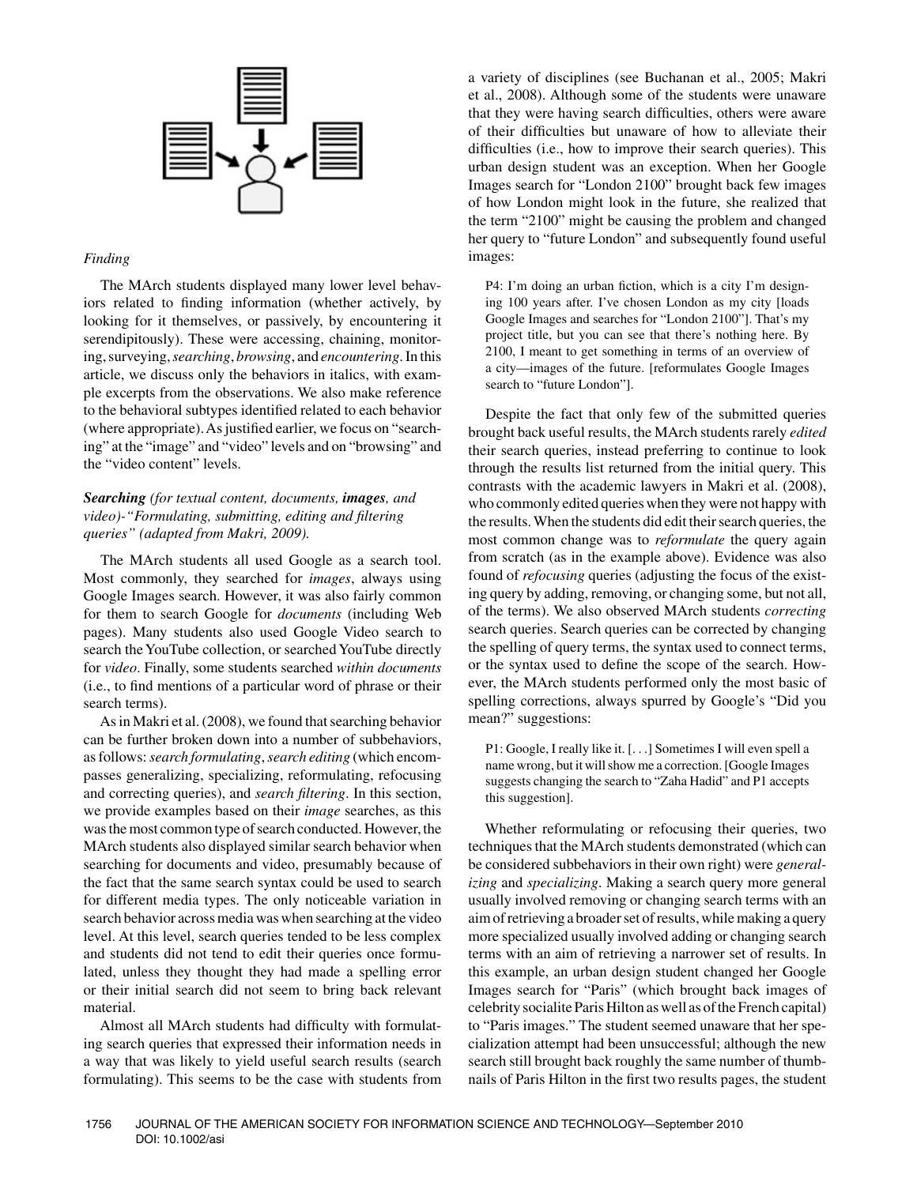*Finding*

The MArch students displayed many lower level behaviors related to finding information (whether actively, by looking for it themselves, or passively, by encountering it serendipitously). These were accessing, chaining, monitoring, surveying, *searching*, *browsing*, and *encountering*. In this article, we discuss only the behaviors in italics, with example excerpts from the observations. We also make reference to the behavioral subtypes identified related to each behavior (where appropriate). As justified earlier, we focus on "searching" at the "image" and "video" levels and on "browsing" and the "video content" levels.

***Searching*** *(for textual content, documents,* ***images****, and video)-"Formulating, submitting, editing and filtering queries" (adapted from Makri, 2009).*

The MArch students all used Google as a search tool. Most commonly, they searched for *images*, always using Google Images search. However, it was also fairly common for them to search Google for *documents* (including Web pages). Many students also used Google Video search to search the YouTube collection, or searched YouTube directly for *video*. Finally, some students searched *within documents* (i.e., to find mentions of a particular word of phrase or their search terms).

As in Makri et al. (2008), we found that searching behavior can be further broken down into a number of subbehaviors, as follows: *search formulating*, *search editing* (which encompasses generalizing, specializing, reformulating, refocusing and correcting queries), and *search filtering*. In this section, we provide examples based on their *image* searches, as this was the most common type of search conducted. However, the MArch students also displayed similar search behavior when searching for documents and video, presumably because of the fact that the same search syntax could be used to search for different media types. The only noticeable variation in search behavior across media was when searching at the video level. At this level, search queries tended to be less complex and students did not tend to edit their queries once formulated, unless they thought they had made a spelling error or their initial search did not seem to bring back relevant material.

Almost all MArch students had difficulty with formulating search queries that expressed their information needs in a way that was likely to yield useful search results (search formulating). This seems to be the case with students from a variety of disciplines (see Buchanan et al., 2005; Makri et al., 2008). Although some of the students were unaware that they were having search difficulties, others were aware of their difficulties but unaware of how to alleviate their difficulties (i.e., how to improve their search queries). This urban design student was an exception. When her Google Images search for "London 2100" brought back few images of how London might look in the future, she realized that the term "2100" might be causing the problem and changed her query to "future London" and subsequently found useful images:

> P4: I'm doing an urban fiction, which is a city I'm designing 100 years after. I've chosen London as my city [loads Google Images and searches for "London 2100"]. That's my project title, but you can see that there's nothing here. By 2100, I meant to get something in terms of an overview of a city—images of the future. [reformulates Google Images search to "future London"].

Despite the fact that only few of the submitted queries brought back useful results, the MArch students rarely *edited* their search queries, instead preferring to continue to look through the results list returned from the initial query. This contrasts with the academic lawyers in Makri et al. (2008), who commonly edited queries when they were not happy with the results. When the students did edit their search queries, the most common change was to *reformulate* the query again from scratch (as in the example above). Evidence was also found of *refocusing* queries (adjusting the focus of the existing query by adding, removing, or changing some, but not all, of the terms). We also observed MArch students *correcting* search queries. Search queries can be corrected by changing the spelling of query terms, the syntax used to connect terms, or the syntax used to define the scope of the search. However, the MArch students performed only the most basic of spelling corrections, always spurred by Google's "Did you mean?" suggestions:

> P1: Google, I really like it. [...] Sometimes I will even spell a name wrong, but it will show me a correction. [Google Images suggests changing the search to "Zaha Hadid" and P1 accepts this suggestion].

Whether reformulating or refocusing their queries, two techniques that the MArch students demonstrated (which can be considered subbehaviors in their own right) were *generalizing* and *specializing*. Making a search query more general usually involved removing or changing search terms with an aim of retrieving a broader set of results, while making a query more specialized usually involved adding or changing search terms with an aim of retrieving a narrower set of results. In this example, an urban design student changed her Google Images search for "Paris" (which brought back images of celebrity socialite Paris Hilton as well as of the French capital) to "Paris images." The student seemed unaware that her specialization attempt had been unsuccessful; although the new search still brought back roughly the same number of thumbnails of Paris Hilton in the first two results pages, the student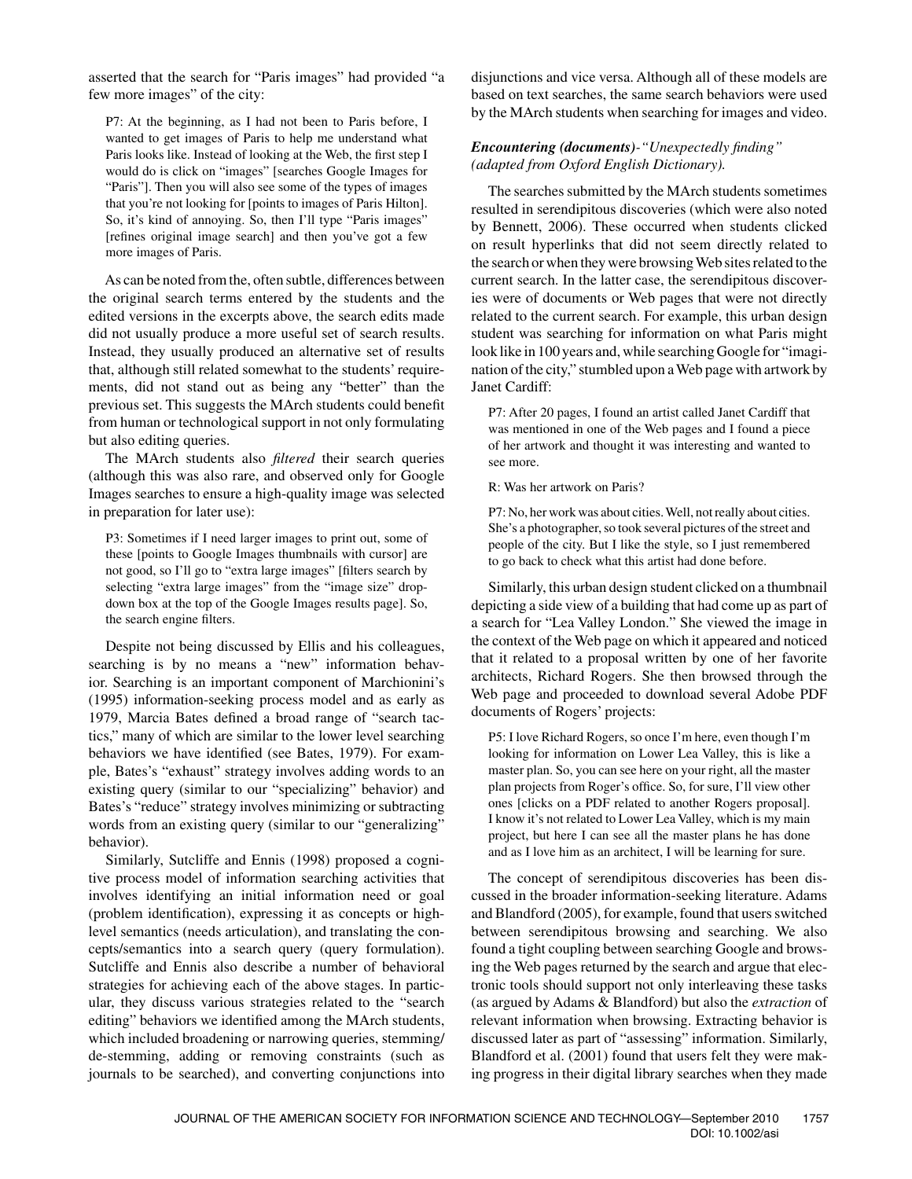asserted that the search for "Paris images" had provided "a few more images" of the city:

> P7: At the beginning, as I had not been to Paris before, I wanted to get images of Paris to help me understand what Paris looks like. Instead of looking at the Web, the first step I would do is click on "images" [searches Google Images for "Paris"]. Then you will also see some of the types of images that you're not looking for [points to images of Paris Hilton]. So, it's kind of annoying. So, then I'll type "Paris images" [refines original image search] and then you've got a few more images of Paris.

As can be noted from the, often subtle, differences between the original search terms entered by the students and the edited versions in the excerpts above, the search edits made did not usually produce a more useful set of search results. Instead, they usually produced an alternative set of results that, although still related somewhat to the students' requirements, did not stand out as being any "better" than the previous set. This suggests the MArch students could benefit from human or technological support in not only formulating but also editing queries.

The MArch students also *filtered* their search queries (although this was also rare, and observed only for Google Images searches to ensure a high-quality image was selected in preparation for later use):

> P3: Sometimes if I need larger images to print out, some of these [points to Google Images thumbnails with cursor] are not good, so I'll go to "extra large images" [filters search by selecting "extra large images" from the "image size" drop-down box at the top of the Google Images results page]. So, the search engine filters.

Despite not being discussed by Ellis and his colleagues, searching is by no means a "new" information behavior. Searching is an important component of Marchionini's (1995) information-seeking process model and as early as 1979, Marcia Bates defined a broad range of "search tactics," many of which are similar to the lower level searching behaviors we have identified (see Bates, 1979). For example, Bates's "exhaust" strategy involves adding words to an existing query (similar to our "specializing" behavior) and Bates's "reduce" strategy involves minimizing or subtracting words from an existing query (similar to our "generalizing" behavior).

Similarly, Sutcliffe and Ennis (1998) proposed a cognitive process model of information searching activities that involves identifying an initial information need or goal (problem identification), expressing it as concepts or high-level semantics (needs articulation), and translating the concepts/semantics into a search query (query formulation). Sutcliffe and Ennis also describe a number of behavioral strategies for achieving each of the above stages. In particular, they discuss various strategies related to the "search editing" behaviors we identified among the MArch students, which included broadening or narrowing queries, stemming/de-stemming, adding or removing constraints (such as journals to be searched), and converting conjunctions into disjunctions and vice versa. Although all of these models are based on text searches, the same search behaviors were used by the MArch students when searching for images and video.

#### *Encountering (documents)-"Unexpectedly finding" (adapted from Oxford English Dictionary).*

The searches submitted by the MArch students sometimes resulted in serendipitous discoveries (which were also noted by Bennett, 2006). These occurred when students clicked on result hyperlinks that did not seem directly related to the search or when they were browsing Web sites related to the current search. In the latter case, the serendipitous discoveries were of documents or Web pages that were not directly related to the current search. For example, this urban design student was searching for information on what Paris might look like in 100 years and, while searching Google for "imagination of the city," stumbled upon a Web page with artwork by Janet Cardiff:

> P7: After 20 pages, I found an artist called Janet Cardiff that was mentioned in one of the Web pages and I found a piece of her artwork and thought it was interesting and wanted to see more.
>
> R: Was her artwork on Paris?
>
> P7: No, her work was about cities. Well, not really about cities. She's a photographer, so took several pictures of the street and people of the city. But I like the style, so I just remembered to go back to check what this artist had done before.

Similarly, this urban design student clicked on a thumbnail depicting a side view of a building that had come up as part of a search for "Lea Valley London." She viewed the image in the context of the Web page on which it appeared and noticed that it related to a proposal written by one of her favorite architects, Richard Rogers. She then browsed through the Web page and proceeded to download several Adobe PDF documents of Rogers' projects:

> P5: I love Richard Rogers, so once I'm here, even though I'm looking for information on Lower Lea Valley, this is like a master plan. So, you can see here on your right, all the master plan projects from Roger's office. So, for sure, I'll view other ones [clicks on a PDF related to another Rogers proposal]. I know it's not related to Lower Lea Valley, which is my main project, but here I can see all the master plans he has done and as I love him as an architect, I will be learning for sure.

The concept of serendipitous discoveries has been discussed in the broader information-seeking literature. Adams and Blandford (2005), for example, found that users switched between serendipitous browsing and searching. We also found a tight coupling between searching Google and browsing the Web pages returned by the search and argue that electronic tools should support not only interleaving these tasks (as argued by Adams & Blandford) but also the *extraction* of relevant information when browsing. Extracting behavior is discussed later as part of "assessing" information. Similarly, Blandford et al. (2001) found that users felt they were making progress in their digital library searches when they made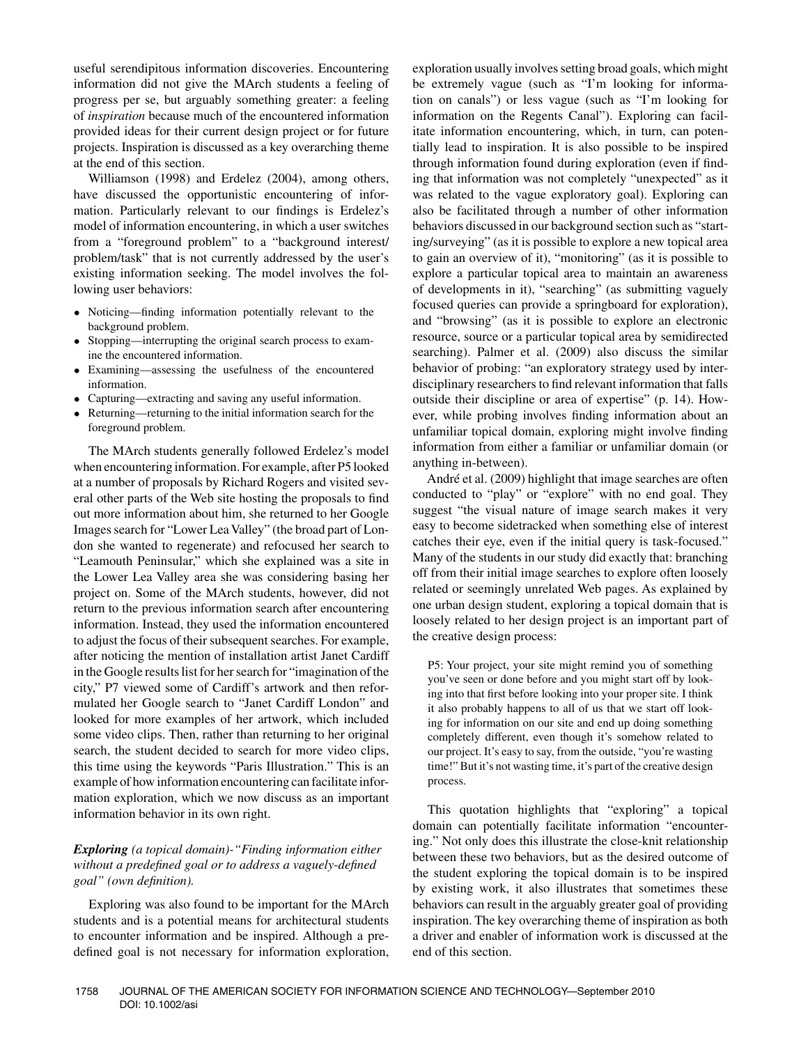useful serendipitous information discoveries. Encountering information did not give the MArch students a feeling of progress per se, but arguably something greater: a feeling of *inspiration* because much of the encountered information provided ideas for their current design project or for future projects. Inspiration is discussed as a key overarching theme at the end of this section.

Williamson (1998) and Erdelez (2004), among others, have discussed the opportunistic encountering of information. Particularly relevant to our findings is Erdelez's model of information encountering, in which a user switches from a "foreground problem" to a "background interest/problem/task" that is not currently addressed by the user's existing information seeking. The model involves the following user behaviors:

- Noticing—finding information potentially relevant to the background problem.
- Stopping—interrupting the original search process to examine the encountered information.
- Examining—assessing the usefulness of the encountered information.
- Capturing—extracting and saving any useful information.
- Returning—returning to the initial information search for the foreground problem.

The MArch students generally followed Erdelez's model when encountering information. For example, after P5 looked at a number of proposals by Richard Rogers and visited several other parts of the Web site hosting the proposals to find out more information about him, she returned to her Google Images search for "Lower Lea Valley" (the broad part of London she wanted to regenerate) and refocused her search to "Leamouth Peninsular," which she explained was a site in the Lower Lea Valley area she was considering basing her project on. Some of the MArch students, however, did not return to the previous information search after encountering information. Instead, they used the information encountered to adjust the focus of their subsequent searches. For example, after noticing the mention of installation artist Janet Cardiff in the Google results list for her search for "imagination of the city," P7 viewed some of Cardiff's artwork and then reformulated her Google search to "Janet Cardiff London" and looked for more examples of her artwork, which included some video clips. Then, rather than returning to her original search, the student decided to search for more video clips, this time using the keywords "Paris Illustration." This is an example of how information encountering can facilitate information exploration, which we now discuss as an important information behavior in its own right.

***Exploring*** *(a topical domain)-"Finding information either without a predefined goal or to address a vaguely-defined goal" (own definition).*

Exploring was also found to be important for the MArch students and is a potential means for architectural students to encounter information and be inspired. Although a predefined goal is not necessary for information exploration, exploration usually involves setting broad goals, which might be extremely vague (such as "I'm looking for information on canals") or less vague (such as "I'm looking for information on the Regents Canal"). Exploring can facilitate information encountering, which, in turn, can potentially lead to inspiration. It is also possible to be inspired through information found during exploration (even if finding that information was not completely "unexpected" as it was related to the vague exploratory goal). Exploring can also be facilitated through a number of other information behaviors discussed in our background section such as "starting/surveying" (as it is possible to explore a new topical area to gain an overview of it), "monitoring" (as it is possible to explore a particular topical area to maintain an awareness of developments in it), "searching" (as submitting vaguely focused queries can provide a springboard for exploration), and "browsing" (as it is possible to explore an electronic resource, source or a particular topical area by semidirected searching). Palmer et al. (2009) also discuss the similar behavior of probing: "an exploratory strategy used by interdisciplinary researchers to find relevant information that falls outside their discipline or area of expertise" (p. 14). However, while probing involves finding information about an unfamiliar topical domain, exploring might involve finding information from either a familiar or unfamiliar domain (or anything in-between).

André et al. (2009) highlight that image searches are often conducted to "play" or "explore" with no end goal. They suggest "the visual nature of image search makes it very easy to become sidetracked when something else of interest catches their eye, even if the initial query is task-focused." Many of the students in our study did exactly that: branching off from their initial image searches to explore often loosely related or seemingly unrelated Web pages. As explained by one urban design student, exploring a topical domain that is loosely related to her design project is an important part of the creative design process:

> P5: Your project, your site might remind you of something you've seen or done before and you might start off by looking into that first before looking into your proper site. I think it also probably happens to all of us that we start off looking for information on our site and end up doing something completely different, even though it's somehow related to our project. It's easy to say, from the outside, "you're wasting time!" But it's not wasting time, it's part of the creative design process.

This quotation highlights that "exploring" a topical domain can potentially facilitate information "encountering." Not only does this illustrate the close-knit relationship between these two behaviors, but as the desired outcome of the student exploring the topical domain is to be inspired by existing work, it also illustrates that sometimes these behaviors can result in the arguably greater goal of providing inspiration. The key overarching theme of inspiration as both a driver and enabler of information work is discussed at the end of this section.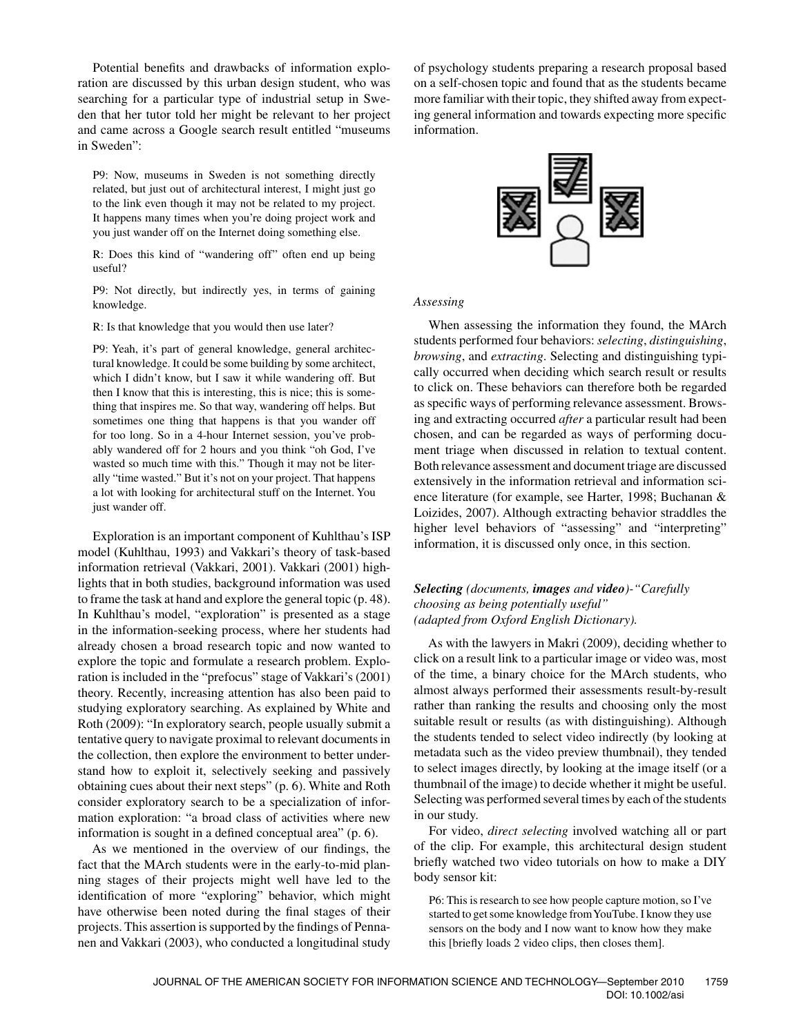Potential benefits and drawbacks of information exploration are discussed by this urban design student, who was searching for a particular type of industrial setup in Sweden that her tutor told her might be relevant to her project and came across a Google search result entitled "museums in Sweden":

> P9: Now, museums in Sweden is not something directly related, but just out of architectural interest, I might just go to the link even though it may not be related to my project. It happens many times when you're doing project work and you just wander off on the Internet doing something else.
>
> R: Does this kind of "wandering off" often end up being useful?
>
> P9: Not directly, but indirectly yes, in terms of gaining knowledge.
>
> R: Is that knowledge that you would then use later?
>
> P9: Yeah, it's part of general knowledge, general architectural knowledge. It could be some building by some architect, which I didn't know, but I saw it while wandering off. But then I know that this is interesting, this is nice; this is something that inspires me. So that way, wandering off helps. But sometimes one thing that happens is that you wander off for too long. So in a 4-hour Internet session, you've probably wandered off for 2 hours and you think "oh God, I've wasted so much time with this." Though it may not be literally "time wasted." But it's not on your project. That happens a lot with looking for architectural stuff on the Internet. You just wander off.

Exploration is an important component of Kuhlthau's ISP model (Kuhlthau, 1993) and Vakkari's theory of task-based information retrieval (Vakkari, 2001). Vakkari (2001) highlights that in both studies, background information was used to frame the task at hand and explore the general topic (p. 48). In Kuhlthau's model, "exploration" is presented as a stage in the information-seeking process, where her students had already chosen a broad research topic and now wanted to explore the topic and formulate a research problem. Exploration is included in the "prefocus" stage of Vakkari's (2001) theory. Recently, increasing attention has also been paid to studying exploratory searching. As explained by White and Roth (2009): "In exploratory search, people usually submit a tentative query to navigate proximal to relevant documents in the collection, then explore the environment to better understand how to exploit it, selectively seeking and passively obtaining cues about their next steps" (p. 6). White and Roth consider exploratory search to be a specialization of information exploration: "a broad class of activities where new information is sought in a defined conceptual area" (p. 6).

As we mentioned in the overview of our findings, the fact that the MArch students were in the early-to-mid planning stages of their projects might well have led to the identification of more "exploring" behavior, which might have otherwise been noted during the final stages of their projects. This assertion is supported by the findings of Pennanen and Vakkari (2003), who conducted a longitudinal study of psychology students preparing a research proposal based on a self-chosen topic and found that as the students became more familiar with their topic, they shifted away from expecting general information and towards expecting more specific information.

### *Assessing*

When assessing the information they found, the MArch students performed four behaviors: *selecting*, *distinguishing*, *browsing*, and *extracting*. Selecting and distinguishing typically occurred when deciding which search result or results to click on. These behaviors can therefore both be regarded as specific ways of performing relevance assessment. Browsing and extracting occurred *after* a particular result had been chosen, and can be regarded as ways of performing document triage when discussed in relation to textual content. Both relevance assessment and document triage are discussed extensively in the information retrieval and information science literature (for example, see Harter, 1998; Buchanan & Loizides, 2007). Although extracting behavior straddles the higher level behaviors of "assessing" and "interpreting" information, it is discussed only once, in this section.

#### ***Selecting*** *(documents,* ***images*** *and* ***video****)-"Carefully choosing as being potentially useful" (adapted from Oxford English Dictionary).*

As with the lawyers in Makri (2009), deciding whether to click on a result link to a particular image or video was, most of the time, a binary choice for the MArch students, who almost always performed their assessments result-by-result rather than ranking the results and choosing only the most suitable result or results (as with distinguishing). Although the students tended to select video indirectly (by looking at metadata such as the video preview thumbnail), they tended to select images directly, by looking at the image itself (or a thumbnail of the image) to decide whether it might be useful. Selecting was performed several times by each of the students in our study.

For video, *direct selecting* involved watching all or part of the clip. For example, this architectural design student briefly watched two video tutorials on how to make a DIY body sensor kit:

> P6: This is research to see how people capture motion, so I've started to get some knowledge from YouTube. I know they use sensors on the body and I now want to know how they make this [briefly loads 2 video clips, then closes them].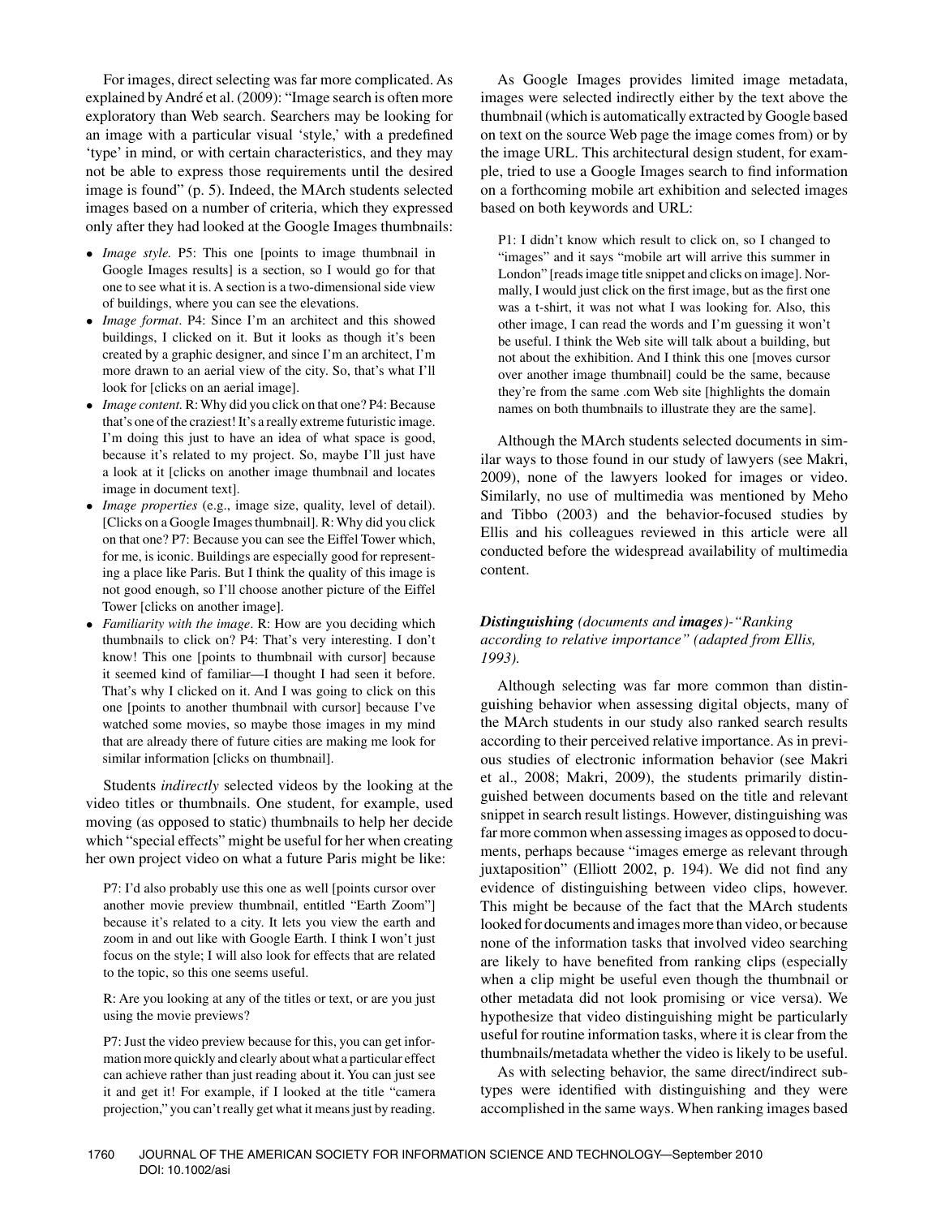For images, direct selecting was far more complicated. As explained by André et al. (2009): "Image search is often more exploratory than Web search. Searchers may be looking for an image with a particular visual 'style,' with a predefined 'type' in mind, or with certain characteristics, and they may not be able to express those requirements until the desired image is found" (p. 5). Indeed, the MArch students selected images based on a number of criteria, which they expressed only after they had looked at the Google Images thumbnails:

- *Image style.* P5: This one [points to image thumbnail in Google Images results] is a section, so I would go for that one to see what it is. A section is a two-dimensional side view of buildings, where you can see the elevations.
- *Image format*. P4: Since I'm an architect and this showed buildings, I clicked on it. But it looks as though it's been created by a graphic designer, and since I'm an architect, I'm more drawn to an aerial view of the city. So, that's what I'll look for [clicks on an aerial image].
- *Image content.* R: Why did you click on that one? P4: Because that's one of the craziest! It's a really extreme futuristic image. I'm doing this just to have an idea of what space is good, because it's related to my project. So, maybe I'll just have a look at it [clicks on another image thumbnail and locates image in document text].
- *Image properties* (e.g., image size, quality, level of detail). [Clicks on a Google Images thumbnail]. R: Why did you click on that one? P7: Because you can see the Eiffel Tower which, for me, is iconic. Buildings are especially good for representing a place like Paris. But I think the quality of this image is not good enough, so I'll choose another picture of the Eiffel Tower [clicks on another image].
- *Familiarity with the image*. R: How are you deciding which thumbnails to click on? P4: That's very interesting. I don't know! This one [points to thumbnail with cursor] because it seemed kind of familiar—I thought I had seen it before. That's why I clicked on it. And I was going to click on this one [points to another thumbnail with cursor] because I've watched some movies, so maybe those images in my mind that are already there of future cities are making me look for similar information [clicks on thumbnail].

Students *indirectly* selected videos by the looking at the video titles or thumbnails. One student, for example, used moving (as opposed to static) thumbnails to help her decide which "special effects" might be useful for her when creating her own project video on what a future Paris might be like:

> P7: I'd also probably use this one as well [points cursor over another movie preview thumbnail, entitled "Earth Zoom"] because it's related to a city. It lets you view the earth and zoom in and out like with Google Earth. I think I won't just focus on the style; I will also look for effects that are related to the topic, so this one seems useful.
>
> R: Are you looking at any of the titles or text, or are you just using the movie previews?
>
> P7: Just the video preview because for this, you can get information more quickly and clearly about what a particular effect can achieve rather than just reading about it. You can just see it and get it! For example, if I looked at the title "camera projection," you can't really get what it means just by reading.

As Google Images provides limited image metadata, images were selected indirectly either by the text above the thumbnail (which is automatically extracted by Google based on text on the source Web page the image comes from) or by the image URL. This architectural design student, for example, tried to use a Google Images search to find information on a forthcoming mobile art exhibition and selected images based on both keywords and URL:

> P1: I didn't know which result to click on, so I changed to "images" and it says "mobile art will arrive this summer in London" [reads image title snippet and clicks on image]. Normally, I would just click on the first image, but as the first one was a t-shirt, it was not what I was looking for. Also, this other image, I can read the words and I'm guessing it won't be useful. I think the Web site will talk about a building, but not about the exhibition. And I think this one [moves cursor over another image thumbnail] could be the same, because they're from the same .com Web site [highlights the domain names on both thumbnails to illustrate they are the same].

Although the MArch students selected documents in similar ways to those found in our study of lawyers (see Makri, 2009), none of the lawyers looked for images or video. Similarly, no use of multimedia was mentioned by Meho and Tibbo (2003) and the behavior-focused studies by Ellis and his colleagues reviewed in this article were all conducted before the widespread availability of multimedia content.

### ***Distinguishing*** *(documents and* ***images****)-"Ranking according to relative importance" (adapted from Ellis, 1993).*

Although selecting was far more common than distinguishing behavior when assessing digital objects, many of the MArch students in our study also ranked search results according to their perceived relative importance. As in previous studies of electronic information behavior (see Makri et al., 2008; Makri, 2009), the students primarily distinguished between documents based on the title and relevant snippet in search result listings. However, distinguishing was far more common when assessing images as opposed to documents, perhaps because "images emerge as relevant through juxtaposition" (Elliott 2002, p. 194). We did not find any evidence of distinguishing between video clips, however. This might be because of the fact that the MArch students looked for documents and images more than video, or because none of the information tasks that involved video searching are likely to have benefited from ranking clips (especially when a clip might be useful even though the thumbnail or other metadata did not look promising or vice versa). We hypothesize that video distinguishing might be particularly useful for routine information tasks, where it is clear from the thumbnails/metadata whether the video is likely to be useful.

As with selecting behavior, the same direct/indirect subtypes were identified with distinguishing and they were accomplished in the same ways. When ranking images based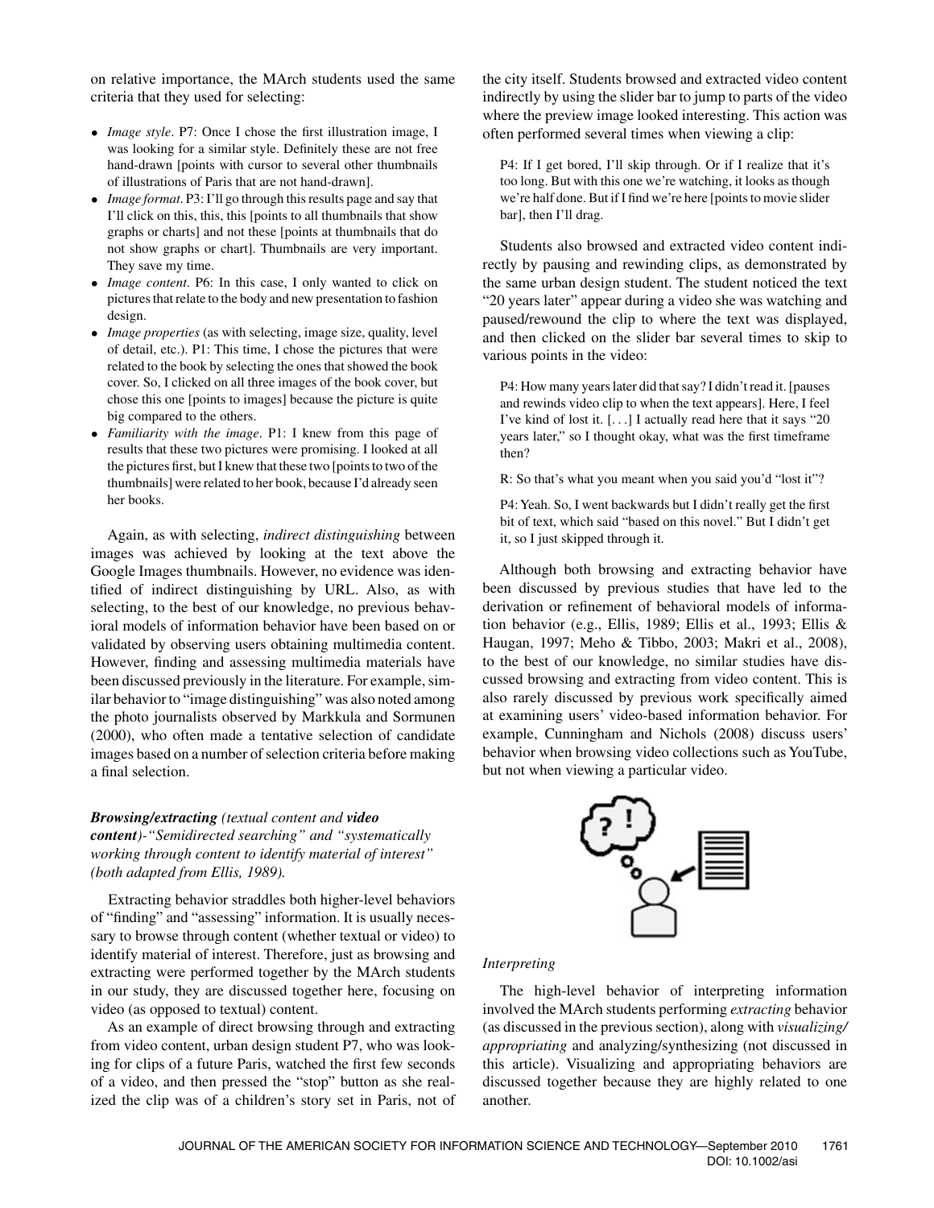on relative importance, the MArch students used the same criteria that they used for selecting:

- *Image style*. P7: Once I chose the first illustration image, I was looking for a similar style. Definitely these are not free hand-drawn [points with cursor to several other thumbnails of illustrations of Paris that are not hand-drawn].
- *Image format*. P3: I'll go through this results page and say that I'll click on this, this, this [points to all thumbnails that show graphs or charts] and not these [points at thumbnails that do not show graphs or chart]. Thumbnails are very important. They save my time.
- *Image content*. P6: In this case, I only wanted to click on pictures that relate to the body and new presentation to fashion design.
- *Image properties* (as with selecting, image size, quality, level of detail, etc.). P1: This time, I chose the pictures that were related to the book by selecting the ones that showed the book cover. So, I clicked on all three images of the book cover, but chose this one [points to images] because the picture is quite big compared to the others.
- *Familiarity with the image*. P1: I knew from this page of results that these two pictures were promising. I looked at all the pictures first, but I knew that these two [points to two of the thumbnails] were related to her book, because I'd already seen her books.

Again, as with selecting, *indirect distinguishing* between images was achieved by looking at the text above the Google Images thumbnails. However, no evidence was identified of indirect distinguishing by URL. Also, as with selecting, to the best of our knowledge, no previous behavioral models of information behavior have been based on or validated by observing users obtaining multimedia content. However, finding and assessing multimedia materials have been discussed previously in the literature. For example, similar behavior to "image distinguishing" was also noted among the photo journalists observed by Markkula and Sormunen (2000), who often made a tentative selection of candidate images based on a number of selection criteria before making a final selection.

***Browsing/extracting** (textual content and **video content**)-"Semidirected searching" and "systematically working through content to identify material of interest" (both adapted from Ellis, 1989).*

Extracting behavior straddles both higher-level behaviors of "finding" and "assessing" information. It is usually necessary to browse through content (whether textual or video) to identify material of interest. Therefore, just as browsing and extracting were performed together by the MArch students in our study, they are discussed together here, focusing on video (as opposed to textual) content.

As an example of direct browsing through and extracting from video content, urban design student P7, who was looking for clips of a future Paris, watched the first few seconds of a video, and then pressed the "stop" button as she realized the clip was of a children's story set in Paris, not of the city itself. Students browsed and extracted video content indirectly by using the slider bar to jump to parts of the video where the preview image looked interesting. This action was often performed several times when viewing a clip:

> P4: If I get bored, I'll skip through. Or if I realize that it's too long. But with this one we're watching, it looks as though we're half done. But if I find we're here [points to movie slider bar], then I'll drag.

Students also browsed and extracted video content indirectly by pausing and rewinding clips, as demonstrated by the same urban design student. The student noticed the text "20 years later" appear during a video she was watching and paused/rewound the clip to where the text was displayed, and then clicked on the slider bar several times to skip to various points in the video:

> P4: How many years later did that say? I didn't read it. [pauses and rewinds video clip to when the text appears]. Here, I feel I've kind of lost it. [...] I actually read here that it says "20 years later," so I thought okay, what was the first timeframe then?
>
> R: So that's what you meant when you said you'd "lost it"?
>
> P4: Yeah. So, I went backwards but I didn't really get the first bit of text, which said "based on this novel." But I didn't get it, so I just skipped through it.

Although both browsing and extracting behavior have been discussed by previous studies that have led to the derivation or refinement of behavioral models of information behavior (e.g., Ellis, 1989; Ellis et al., 1993; Ellis & Haugan, 1997; Meho & Tibbo, 2003; Makri et al., 2008), to the best of our knowledge, no similar studies have discussed browsing and extracting from video content. This is also rarely discussed by previous work specifically aimed at examining users' video-based information behavior. For example, Cunningham and Nichols (2008) discuss users' behavior when browsing video collections such as YouTube, but not when viewing a particular video.

*Interpreting*

The high-level behavior of interpreting information involved the MArch students performing *extracting* behavior (as discussed in the previous section), along with *visualizing/appropriating* and analyzing/synthesizing (not discussed in this article). Visualizing and appropriating behaviors are discussed together because they are highly related to one another.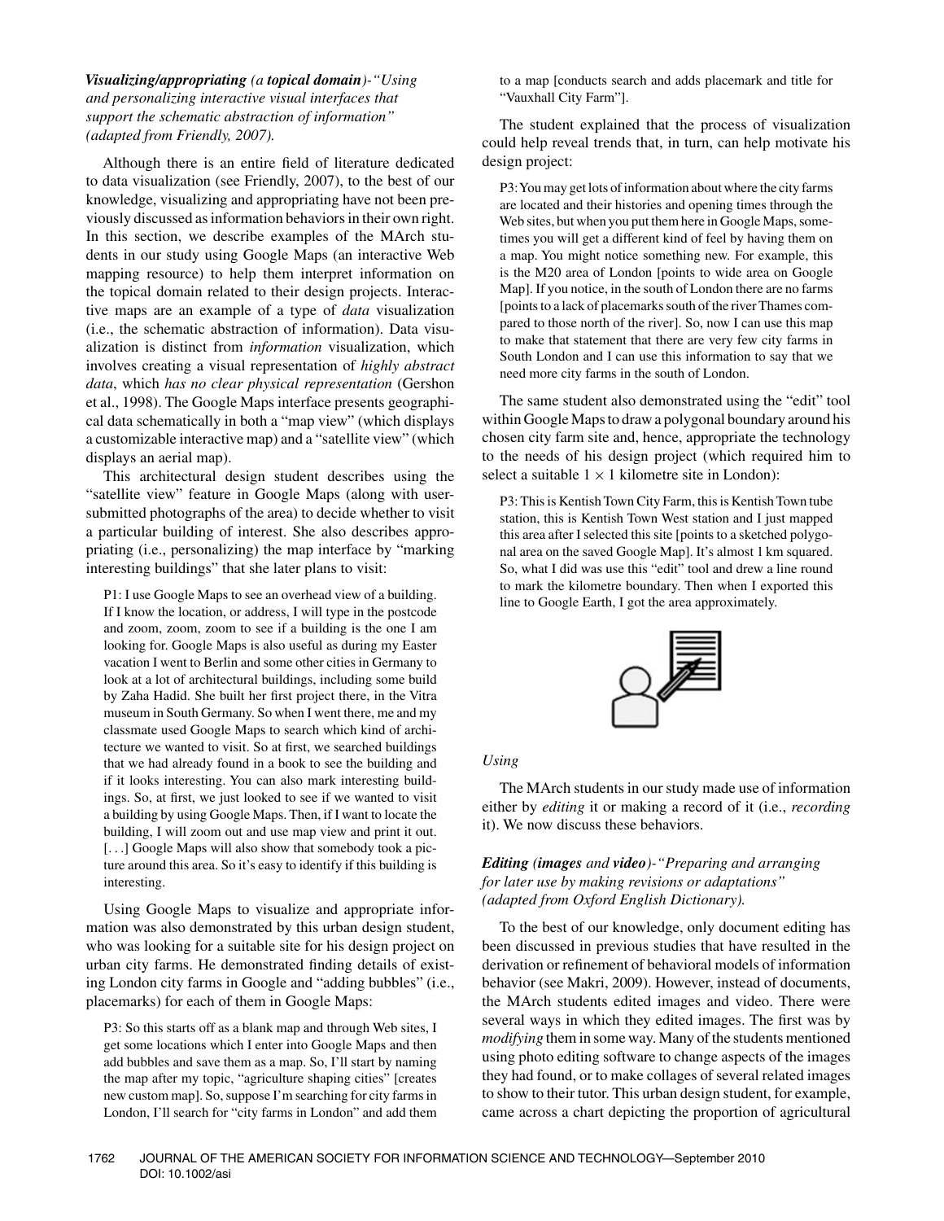***Visualizing/appropriating*** *(a* ***topical domain****)-"Using and personalizing interactive visual interfaces that support the schematic abstraction of information" (adapted from Friendly, 2007).*

Although there is an entire field of literature dedicated to data visualization (see Friendly, 2007), to the best of our knowledge, visualizing and appropriating have not been previously discussed as information behaviors in their own right. In this section, we describe examples of the MArch students in our study using Google Maps (an interactive Web mapping resource) to help them interpret information on the topical domain related to their design projects. Interactive maps are an example of a type of *data* visualization (i.e., the schematic abstraction of information). Data visualization is distinct from *information* visualization, which involves creating a visual representation of *highly abstract data*, which *has no clear physical representation* (Gershon et al., 1998). The Google Maps interface presents geographical data schematically in both a "map view" (which displays a customizable interactive map) and a "satellite view" (which displays an aerial map).

This architectural design student describes using the "satellite view" feature in Google Maps (along with user-submitted photographs of the area) to decide whether to visit a particular building of interest. She also describes appropriating (i.e., personalizing) the map interface by "marking interesting buildings" that she later plans to visit:

> P1: I use Google Maps to see an overhead view of a building. If I know the location, or address, I will type in the postcode and zoom, zoom, zoom to see if a building is the one I am looking for. Google Maps is also useful as during my Easter vacation I went to Berlin and some other cities in Germany to look at a lot of architectural buildings, including some build by Zaha Hadid. She built her first project there, in the Vitra museum in South Germany. So when I went there, me and my classmate used Google Maps to search which kind of architecture we wanted to visit. So at first, we searched buildings that we had already found in a book to see the building and if it looks interesting. You can also mark interesting buildings. So, at first, we just looked to see if we wanted to visit a building by using Google Maps. Then, if I want to locate the building, I will zoom out and use map view and print it out. [. . .] Google Maps will also show that somebody took a picture around this area. So it's easy to identify if this building is interesting.

Using Google Maps to visualize and appropriate information was also demonstrated by this urban design student, who was looking for a suitable site for his design project on urban city farms. He demonstrated finding details of existing London city farms in Google and "adding bubbles" (i.e., placemarks) for each of them in Google Maps:

> P3: So this starts off as a blank map and through Web sites, I get some locations which I enter into Google Maps and then add bubbles and save them as a map. So, I'll start by naming the map after my topic, "agriculture shaping cities" [creates new custom map]. So, suppose I'm searching for city farms in London, I'll search for "city farms in London" and add them to a map [conducts search and adds placemark and title for "Vauxhall City Farm"].

The student explained that the process of visualization could help reveal trends that, in turn, can help motivate his design project:

> P3: You may get lots of information about where the city farms are located and their histories and opening times through the Web sites, but when you put them here in Google Maps, sometimes you will get a different kind of feel by having them on a map. You might notice something new. For example, this is the M20 area of London [points to wide area on Google Map]. If you notice, in the south of London there are no farms [points to a lack of placemarks south of the river Thames compared to those north of the river]. So, now I can use this map to make that statement that there are very few city farms in South London and I can use this information to say that we need more city farms in the south of London.

The same student also demonstrated using the "edit" tool within Google Maps to draw a polygonal boundary around his chosen city farm site and, hence, appropriate the technology to the needs of his design project (which required him to select a suitable $1 \times 1$ kilometre site in London):

> P3: This is Kentish Town City Farm, this is Kentish Town tube station, this is Kentish Town West station and I just mapped this area after I selected this site [points to a sketched polygonal area on the saved Google Map]. It's almost 1 km squared. So, what I did was use this "edit" tool and drew a line round to mark the kilometre boundary. Then when I exported this line to Google Earth, I got the area approximately.

*Using*

The MArch students in our study made use of information either by *editing* it or making a record of it (i.e., *recording* it). We now discuss these behaviors.

***Editing*** *(****images*** *and* ***video****)-"Preparing and arranging for later use by making revisions or adaptations" (adapted from Oxford English Dictionary).*

To the best of our knowledge, only document editing has been discussed in previous studies that have resulted in the derivation or refinement of behavioral models of information behavior (see Makri, 2009). However, instead of documents, the MArch students edited images and video. There were several ways in which they edited images. The first was by *modifying* them in some way. Many of the students mentioned using photo editing software to change aspects of the images they had found, or to make collages of several related images to show to their tutor. This urban design student, for example, came across a chart depicting the proportion of agricultural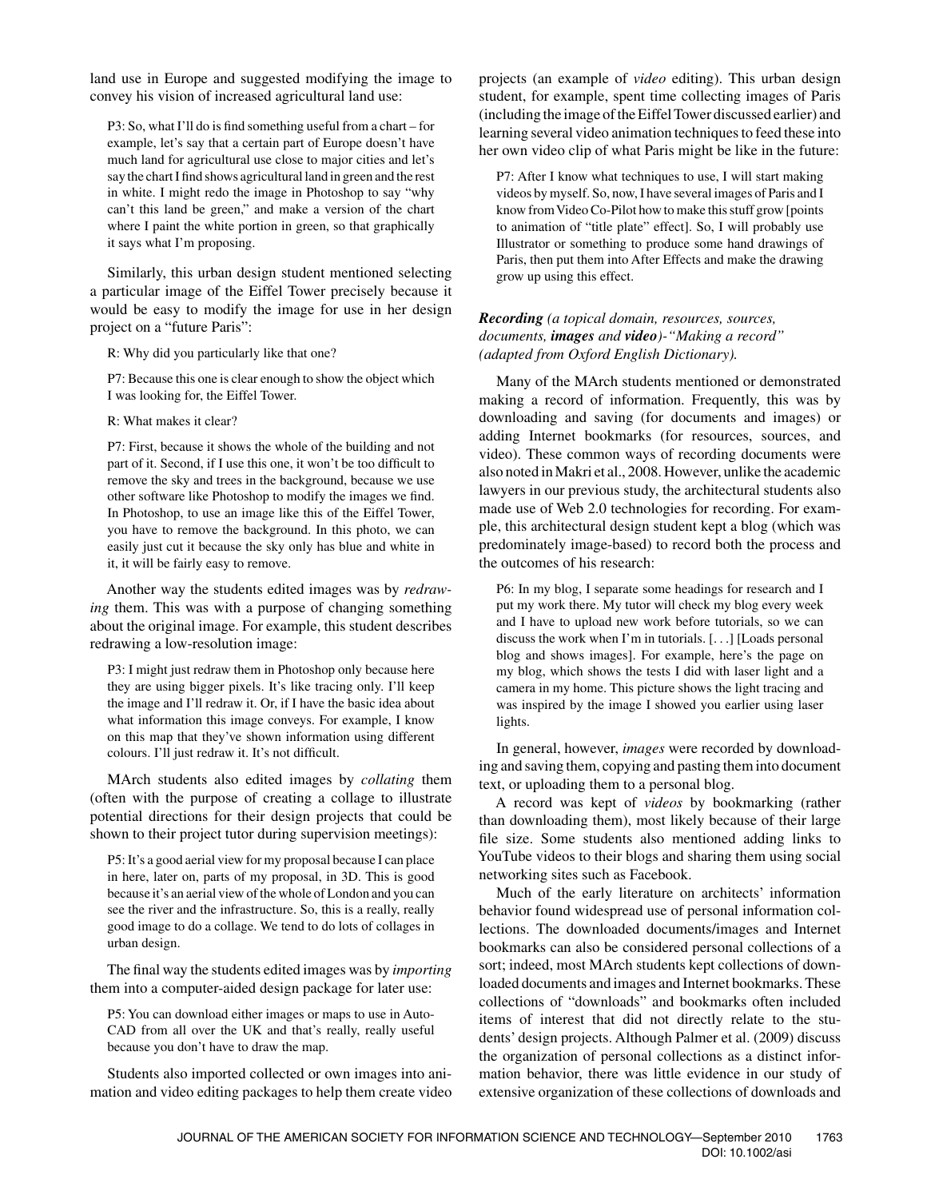land use in Europe and suggested modifying the image to convey his vision of increased agricultural land use:

> P3: So, what I'll do is find something useful from a chart – for example, let's say that a certain part of Europe doesn't have much land for agricultural use close to major cities and let's say the chart I find shows agricultural land in green and the rest in white. I might redo the image in Photoshop to say "why can't this land be green," and make a version of the chart where I paint the white portion in green, so that graphically it says what I'm proposing.

Similarly, this urban design student mentioned selecting a particular image of the Eiffel Tower precisely because it would be easy to modify the image for use in her design project on a "future Paris":

> R: Why did you particularly like that one?
>
> P7: Because this one is clear enough to show the object which I was looking for, the Eiffel Tower.
>
> R: What makes it clear?
>
> P7: First, because it shows the whole of the building and not part of it. Second, if I use this one, it won't be too difficult to remove the sky and trees in the background, because we use other software like Photoshop to modify the images we find. In Photoshop, to use an image like this of the Eiffel Tower, you have to remove the background. In this photo, we can easily just cut it because the sky only has blue and white in it, it will be fairly easy to remove.

Another way the students edited images was by *redrawing* them. This was with a purpose of changing something about the original image. For example, this student describes redrawing a low-resolution image:

> P3: I might just redraw them in Photoshop only because here they are using bigger pixels. It's like tracing only. I'll keep the image and I'll redraw it. Or, if I have the basic idea about what information this image conveys. For example, I know on this map that they've shown information using different colours. I'll just redraw it. It's not difficult.

MArch students also edited images by *collating* them (often with the purpose of creating a collage to illustrate potential directions for their design projects that could be shown to their project tutor during supervision meetings):

> P5: It's a good aerial view for my proposal because I can place in here, later on, parts of my proposal, in 3D. This is good because it's an aerial view of the whole of London and you can see the river and the infrastructure. So, this is a really, really good image to do a collage. We tend to do lots of collages in urban design.

The final way the students edited images was by *importing* them into a computer-aided design package for later use:

> P5: You can download either images or maps to use in AutoCAD from all over the UK and that's really, really useful because you don't have to draw the map.

Students also imported collected or own images into animation and video editing packages to help them create video projects (an example of *video* editing). This urban design student, for example, spent time collecting images of Paris (including the image of the Eiffel Tower discussed earlier) and learning several video animation techniques to feed these into her own video clip of what Paris might be like in the future:

> P7: After I know what techniques to use, I will start making videos by myself. So, now, I have several images of Paris and I know from Video Co-Pilot how to make this stuff grow [points to animation of "title plate" effect]. So, I will probably use Illustrator or something to produce some hand drawings of Paris, then put them into After Effects and make the drawing grow up using this effect.

***Recording*** *(a topical domain, resources, sources, documents,* ***images*** *and* ***video****)-"Making a record" (adapted from Oxford English Dictionary).*

Many of the MArch students mentioned or demonstrated making a record of information. Frequently, this was by downloading and saving (for documents and images) or adding Internet bookmarks (for resources, sources, and video). These common ways of recording documents were also noted in Makri et al., 2008. However, unlike the academic lawyers in our previous study, the architectural students also made use of Web 2.0 technologies for recording. For example, this architectural design student kept a blog (which was predominately image-based) to record both the process and the outcomes of his research:

> P6: In my blog, I separate some headings for research and I put my work there. My tutor will check my blog every week and I have to upload new work before tutorials, so we can discuss the work when I'm in tutorials. [...] [Loads personal blog and shows images]. For example, here's the page on my blog, which shows the tests I did with laser light and a camera in my home. This picture shows the light tracing and was inspired by the image I showed you earlier using laser lights.

In general, however, *images* were recorded by downloading and saving them, copying and pasting them into document text, or uploading them to a personal blog.

A record was kept of *videos* by bookmarking (rather than downloading them), most likely because of their large file size. Some students also mentioned adding links to YouTube videos to their blogs and sharing them using social networking sites such as Facebook.

Much of the early literature on architects' information behavior found widespread use of personal information collections. The downloaded documents/images and Internet bookmarks can also be considered personal collections of a sort; indeed, most MArch students kept collections of downloaded documents and images and Internet bookmarks. These collections of "downloads" and bookmarks often included items of interest that did not directly relate to the students' design projects. Although Palmer et al. (2009) discuss the organization of personal collections as a distinct information behavior, there was little evidence in our study of extensive organization of these collections of downloads and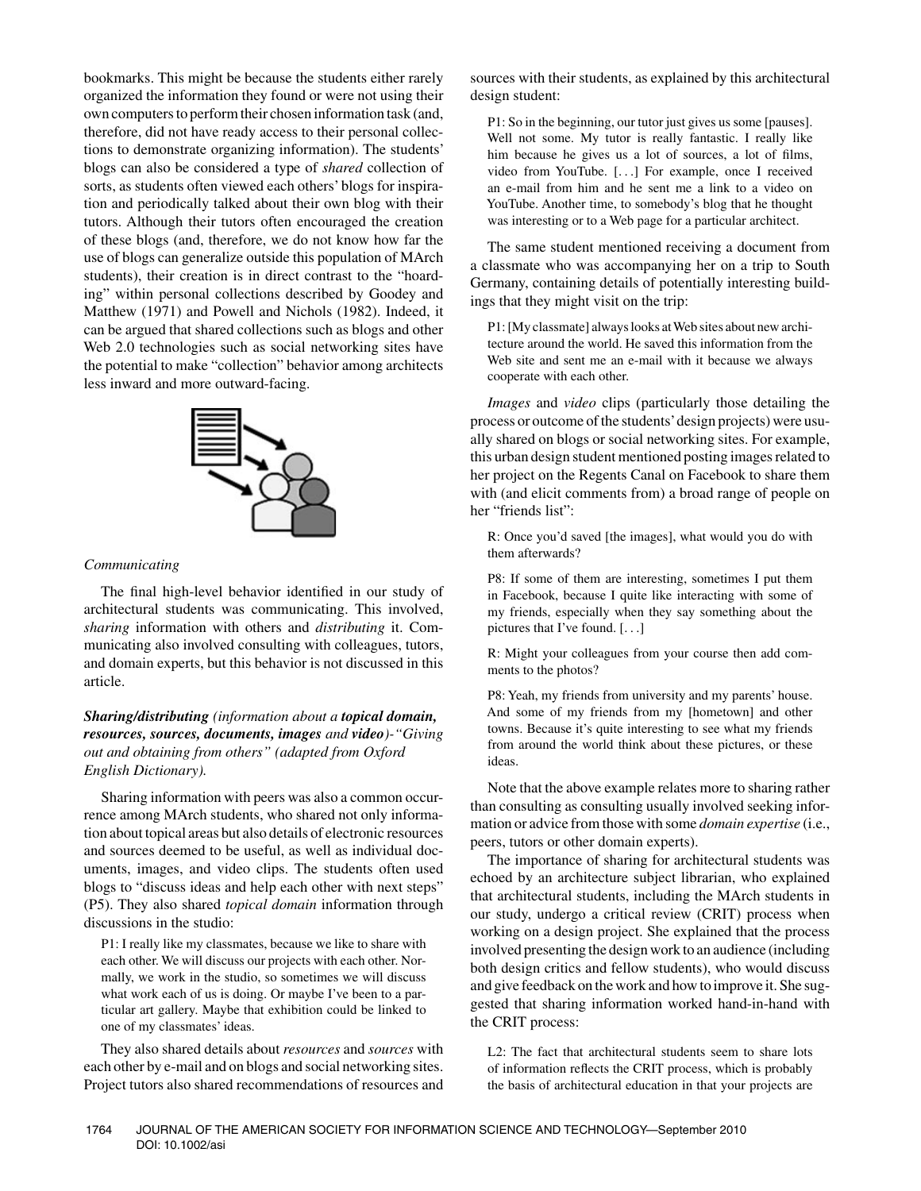bookmarks. This might be because the students either rarely organized the information they found or were not using their own computers to perform their chosen information task (and, therefore, did not have ready access to their personal collections to demonstrate organizing information). The students' blogs can also be considered a type of *shared* collection of sorts, as students often viewed each others' blogs for inspiration and periodically talked about their own blog with their tutors. Although their tutors often encouraged the creation of these blogs (and, therefore, we do not know how far the use of blogs can generalize outside this population of MArch students), their creation is in direct contrast to the "hoarding" within personal collections described by Goodey and Matthew (1971) and Powell and Nichols (1982). Indeed, it can be argued that shared collections such as blogs and other Web 2.0 technologies such as social networking sites have the potential to make "collection" behavior among architects less inward and more outward-facing.

*Communicating*

The final high-level behavior identified in our study of architectural students was communicating. This involved, *sharing* information with others and *distributing* it. Communicating also involved consulting with colleagues, tutors, and domain experts, but this behavior is not discussed in this article.

***Sharing/distributing*** *(information about a* ***topical domain, resources, sources, documents, images*** *and* ***video****)-"Giving out and obtaining from others" (adapted from Oxford English Dictionary).*

Sharing information with peers was also a common occurrence among MArch students, who shared not only information about topical areas but also details of electronic resources and sources deemed to be useful, as well as individual documents, images, and video clips. The students often used blogs to "discuss ideas and help each other with next steps" (P5). They also shared *topical domain* information through discussions in the studio:

> P1: I really like my classmates, because we like to share with each other. We will discuss our projects with each other. Normally, we work in the studio, so sometimes we will discuss what work each of us is doing. Or maybe I've been to a particular art gallery. Maybe that exhibition could be linked to one of my classmates' ideas.

They also shared details about *resources* and *sources* with each other by e-mail and on blogs and social networking sites. Project tutors also shared recommendations of resources and sources with their students, as explained by this architectural design student:

> P1: So in the beginning, our tutor just gives us some [pauses]. Well not some. My tutor is really fantastic. I really like him because he gives us a lot of sources, a lot of films, video from YouTube. [...] For example, once I received an e-mail from him and he sent me a link to a video on YouTube. Another time, to somebody's blog that he thought was interesting or to a Web page for a particular architect.

The same student mentioned receiving a document from a classmate who was accompanying her on a trip to South Germany, containing details of potentially interesting buildings that they might visit on the trip:

> P1: [My classmate] always looks at Web sites about new architecture around the world. He saved this information from the Web site and sent me an e-mail with it because we always cooperate with each other.

*Images* and *video* clips (particularly those detailing the process or outcome of the students' design projects) were usually shared on blogs or social networking sites. For example, this urban design student mentioned posting images related to her project on the Regents Canal on Facebook to share them with (and elicit comments from) a broad range of people on her "friends list":

> R: Once you'd saved [the images], what would you do with them afterwards?
>
> P8: If some of them are interesting, sometimes I put them in Facebook, because I quite like interacting with some of my friends, especially when they say something about the pictures that I've found. [...]
>
> R: Might your colleagues from your course then add comments to the photos?
>
> P8: Yeah, my friends from university and my parents' house. And some of my friends from my [hometown] and other towns. Because it's quite interesting to see what my friends from around the world think about these pictures, or these ideas.

Note that the above example relates more to sharing rather than consulting as consulting usually involved seeking information or advice from those with some *domain expertise* (i.e., peers, tutors or other domain experts).

The importance of sharing for architectural students was echoed by an architecture subject librarian, who explained that architectural students, including the MArch students in our study, undergo a critical review (CRIT) process when working on a design project. She explained that the process involved presenting the design work to an audience (including both design critics and fellow students), who would discuss and give feedback on the work and how to improve it. She suggested that sharing information worked hand-in-hand with the CRIT process:

> L2: The fact that architectural students seem to share lots of information reflects the CRIT process, which is probably the basis of architectural education in that your projects are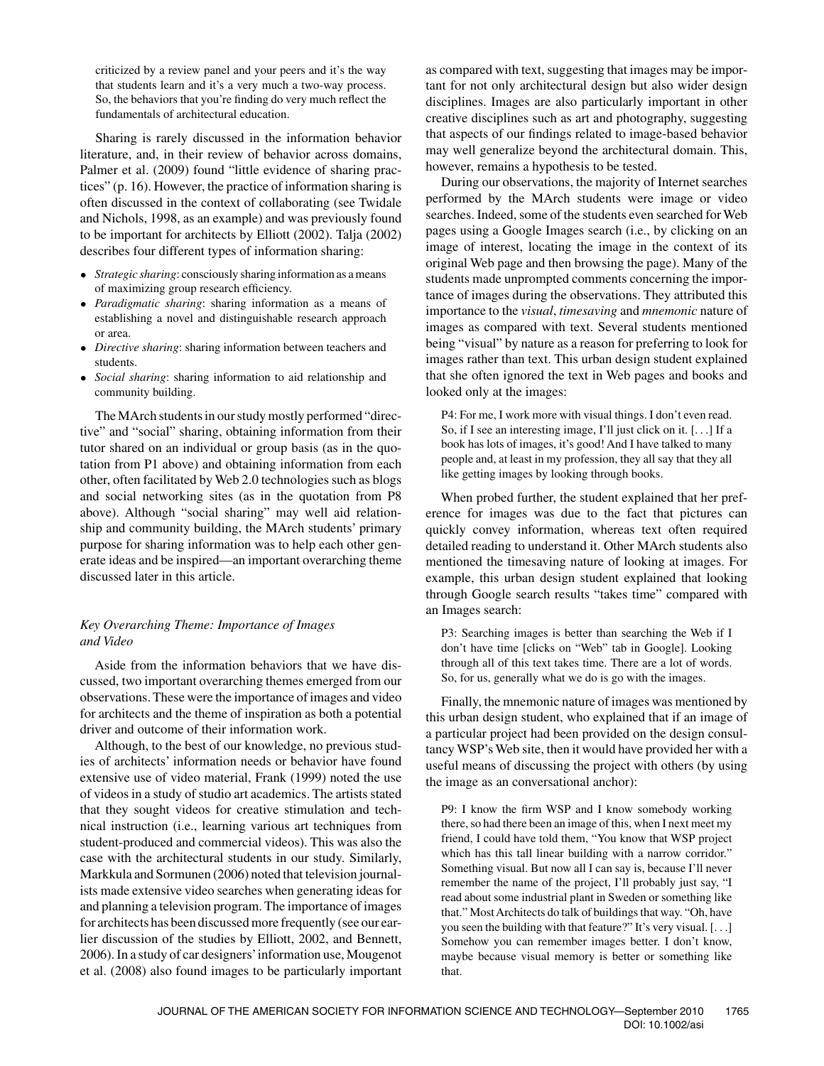> criticized by a review panel and your peers and it's the way that students learn and it's a very much a two-way process. So, the behaviors that you're finding do very much reflect the fundamentals of architectural education.

Sharing is rarely discussed in the information behavior literature, and, in their review of behavior across domains, Palmer et al. (2009) found "little evidence of sharing practices" (p. 16). However, the practice of information sharing is often discussed in the context of collaborating (see Twidale and Nichols, 1998, as an example) and was previously found to be important for architects by Elliott (2002). Talja (2002) describes four different types of information sharing:

- *Strategic sharing*: consciously sharing information as a means of maximizing group research efficiency.
- *Paradigmatic sharing*: sharing information as a means of establishing a novel and distinguishable research approach or area.
- *Directive sharing*: sharing information between teachers and students.
- *Social sharing*: sharing information to aid relationship and community building.

The MArch students in our study mostly performed "directive" and "social" sharing, obtaining information from their tutor shared on an individual or group basis (as in the quotation from P1 above) and obtaining information from each other, often facilitated by Web 2.0 technologies such as blogs and social networking sites (as in the quotation from P8 above). Although "social sharing" may well aid relationship and community building, the MArch students' primary purpose for sharing information was to help each other generate ideas and be inspired—an important overarching theme discussed later in this article.

### *Key Overarching Theme: Importance of Images and Video*

Aside from the information behaviors that we have discussed, two important overarching themes emerged from our observations. These were the importance of images and video for architects and the theme of inspiration as both a potential driver and outcome of their information work.

Although, to the best of our knowledge, no previous studies of architects' information needs or behavior have found extensive use of video material, Frank (1999) noted the use of videos in a study of studio art academics. The artists stated that they sought videos for creative stimulation and technical instruction (i.e., learning various art techniques from student-produced and commercial videos). This was also the case with the architectural students in our study. Similarly, Markkula and Sormunen (2006) noted that television journalists made extensive video searches when generating ideas for and planning a television program. The importance of images for architects has been discussed more frequently (see our earlier discussion of the studies by Elliott, 2002, and Bennett, 2006). In a study of car designers' information use, Mougenot et al. (2008) also found images to be particularly important as compared with text, suggesting that images may be important for not only architectural design but also wider design disciplines. Images are also particularly important in other creative disciplines such as art and photography, suggesting that aspects of our findings related to image-based behavior may well generalize beyond the architectural domain. This, however, remains a hypothesis to be tested.

During our observations, the majority of Internet searches performed by the MArch students were image or video searches. Indeed, some of the students even searched for Web pages using a Google Images search (i.e., by clicking on an image of interest, locating the image in the context of its original Web page and then browsing the page). Many of the students made unprompted comments concerning the importance of images during the observations. They attributed this importance to the *visual*, *timesaving* and *mnemonic* nature of images as compared with text. Several students mentioned being "visual" by nature as a reason for preferring to look for images rather than text. This urban design student explained that she often ignored the text in Web pages and books and looked only at the images:

> P4: For me, I work more with visual things. I don't even read. So, if I see an interesting image, I'll just click on it. [. . .] If a book has lots of images, it's good! And I have talked to many people and, at least in my profession, they all say that they all like getting images by looking through books.

When probed further, the student explained that her preference for images was due to the fact that pictures can quickly convey information, whereas text often required detailed reading to understand it. Other MArch students also mentioned the timesaving nature of looking at images. For example, this urban design student explained that looking through Google search results "takes time" compared with an Images search:

> P3: Searching images is better than searching the Web if I don't have time [clicks on "Web" tab in Google]. Looking through all of this text takes time. There are a lot of words. So, for us, generally what we do is go with the images.

Finally, the mnemonic nature of images was mentioned by this urban design student, who explained that if an image of a particular project had been provided on the design consultancy WSP's Web site, then it would have provided her with a useful means of discussing the project with others (by using the image as an conversational anchor):

> P9: I know the firm WSP and I know somebody working there, so had there been an image of this, when I next meet my friend, I could have told them, "You know that WSP project which has this tall linear building with a narrow corridor." Something visual. But now all I can say is, because I'll never remember the name of the project, I'll probably just say, "I read about some industrial plant in Sweden or something like that." Most Architects do talk of buildings that way. "Oh, have you seen the building with that feature?" It's very visual. [. . .] Somehow you can remember images better. I don't know, maybe because visual memory is better or something like that.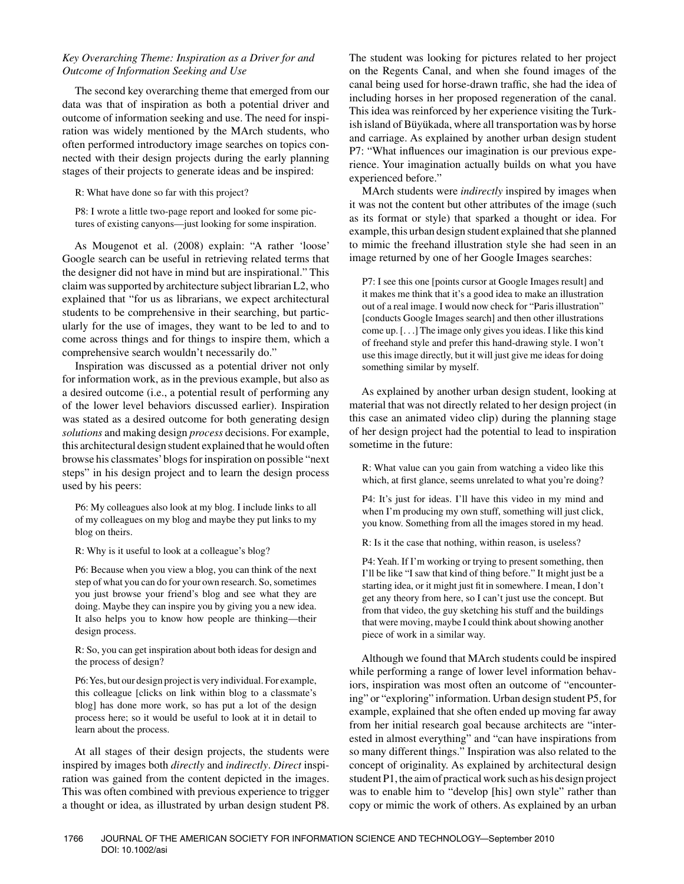### *Key Overarching Theme: Inspiration as a Driver for and Outcome of Information Seeking and Use*

The second key overarching theme that emerged from our data was that of inspiration as both a potential driver and outcome of information seeking and use. The need for inspiration was widely mentioned by the MArch students, who often performed introductory image searches on topics connected with their design projects during the early planning stages of their projects to generate ideas and be inspired:

> R: What have done so far with this project?
>
> P8: I wrote a little two-page report and looked for some pictures of existing canyons—just looking for some inspiration.

As Mougenot et al. (2008) explain: "A rather 'loose' Google search can be useful in retrieving related terms that the designer did not have in mind but are inspirational." This claim was supported by architecture subject librarian L2, who explained that "for us as librarians, we expect architectural students to be comprehensive in their searching, but particularly for the use of images, they want to be led to and to come across things and for things to inspire them, which a comprehensive search wouldn't necessarily do."

Inspiration was discussed as a potential driver not only for information work, as in the previous example, but also as a desired outcome (i.e., a potential result of performing any of the lower level behaviors discussed earlier). Inspiration was stated as a desired outcome for both generating design *solutions* and making design *process* decisions. For example, this architectural design student explained that he would often browse his classmates' blogs for inspiration on possible "next steps" in his design project and to learn the design process used by his peers:

> P6: My colleagues also look at my blog. I include links to all of my colleagues on my blog and maybe they put links to my blog on theirs.
>
> R: Why is it useful to look at a colleague's blog?
>
> P6: Because when you view a blog, you can think of the next step of what you can do for your own research. So, sometimes you just browse your friend's blog and see what they are doing. Maybe they can inspire you by giving you a new idea. It also helps you to know how people are thinking—their design process.
>
> R: So, you can get inspiration about both ideas for design and the process of design?
>
> P6: Yes, but our design project is very individual. For example, this colleague [clicks on link within blog to a classmate's blog] has done more work, so has put a lot of the design process here; so it would be useful to look at it in detail to learn about the process.

At all stages of their design projects, the students were inspired by images both *directly* and *indirectly*. *Direct* inspiration was gained from the content depicted in the images. This was often combined with previous experience to trigger a thought or idea, as illustrated by urban design student P8. The student was looking for pictures related to her project on the Regents Canal, and when she found images of the canal being used for horse-drawn traffic, she had the idea of including horses in her proposed regeneration of the canal. This idea was reinforced by her experience visiting the Turkish island of Büyükada, where all transportation was by horse and carriage. As explained by another urban design student P7: "What influences our imagination is our previous experience. Your imagination actually builds on what you have experienced before."

MArch students were *indirectly* inspired by images when it was not the content but other attributes of the image (such as its format or style) that sparked a thought or idea. For example, this urban design student explained that she planned to mimic the freehand illustration style she had seen in an image returned by one of her Google Images searches:

> P7: I see this one [points cursor at Google Images result] and it makes me think that it's a good idea to make an illustration out of a real image. I would now check for "Paris illustration" [conducts Google Images search] and then other illustrations come up. [. . .] The image only gives you ideas. I like this kind of freehand style and prefer this hand-drawing style. I won't use this image directly, but it will just give me ideas for doing something similar by myself.

As explained by another urban design student, looking at material that was not directly related to her design project (in this case an animated video clip) during the planning stage of her design project had the potential to lead to inspiration sometime in the future:

> R: What value can you gain from watching a video like this which, at first glance, seems unrelated to what you're doing?
>
> P4: It's just for ideas. I'll have this video in my mind and when I'm producing my own stuff, something will just click, you know. Something from all the images stored in my head.
>
> R: Is it the case that nothing, within reason, is useless?
>
> P4: Yeah. If I'm working or trying to present something, then I'll be like "I saw that kind of thing before." It might just be a starting idea, or it might just fit in somewhere. I mean, I don't get any theory from here, so I can't just use the concept. But from that video, the guy sketching his stuff and the buildings that were moving, maybe I could think about showing another piece of work in a similar way.

Although we found that MArch students could be inspired while performing a range of lower level information behaviors, inspiration was most often an outcome of "encountering" or "exploring" information. Urban design student P5, for example, explained that she often ended up moving far away from her initial research goal because architects are "interested in almost everything" and "can have inspirations from so many different things." Inspiration was also related to the concept of originality. As explained by architectural design student P1, the aim of practical work such as his design project was to enable him to "develop [his] own style" rather than copy or mimic the work of others. As explained by an urban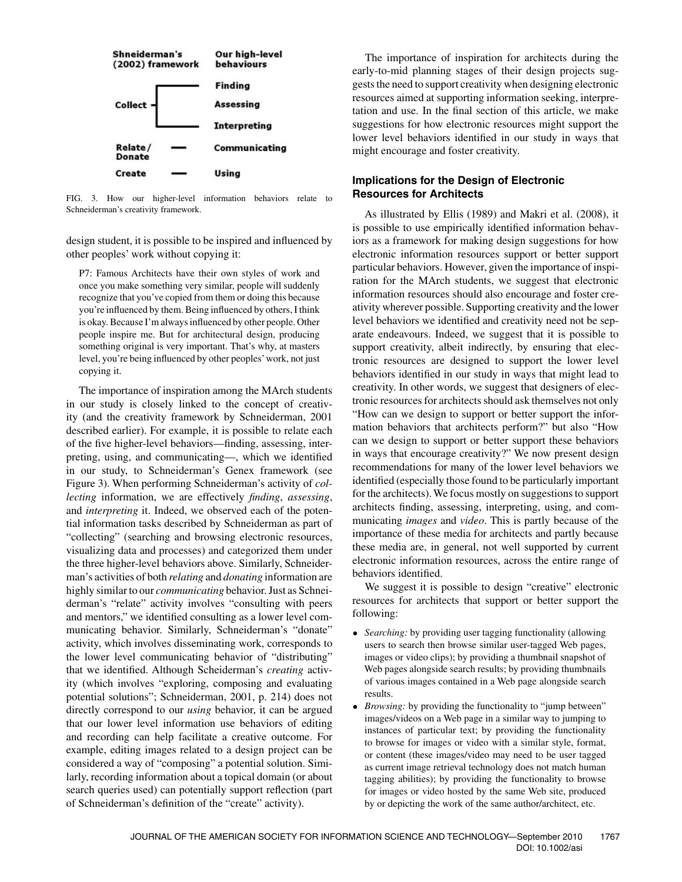Shneiderman's (2002) framework | Our high-level behaviours

Collect — Finding, Assessing, Interpreting

Relate/Donate — Communicating

Create — Using

FIG. 3. How our higher-level information behaviors relate to Schneiderman's creativity framework.

design student, it is possible to be inspired and influenced by other peoples' work without copying it:

> P7: Famous Architects have their own styles of work and once you make something very similar, people will suddenly recognize that you've copied from them or doing this because you're influenced by them. Being influenced by others, I think is okay. Because I'm always influenced by other people. Other people inspire me. But for architectural design, producing something original is very important. That's why, at masters level, you're being influenced by other peoples' work, not just copying it.

The importance of inspiration among the MArch students in our study is closely linked to the concept of creativity (and the creativity framework by Schneiderman, 2001 described earlier). For example, it is possible to relate each of the five higher-level behaviors—finding, assessing, interpreting, using, and communicating—, which we identified in our study, to Schneiderman's Genex framework (see Figure 3). When performing Schneiderman's activity of *collecting* information, we are effectively *finding*, *assessing*, and *interpreting* it. Indeed, we observed each of the potential information tasks described by Schneiderman as part of "collecting" (searching and browsing electronic resources, visualizing data and processes) and categorized them under the three higher-level behaviors above. Similarly, Schneiderman's activities of both *relating* and *donating* information are highly similar to our *communicating* behavior. Just as Schneiderman's "relate" activity involves "consulting with peers and mentors," we identified consulting as a lower level communicating behavior. Similarly, Schneiderman's "donate" activity, which involves disseminating work, corresponds to the lower level communicating behavior of "distributing" that we identified. Although Scheiderman's *creating* activity (which involves "exploring, composing and evaluating potential solutions"; Schneiderman, 2001, p. 214) does not directly correspond to our *using* behavior, it can be argued that our lower level information use behaviors of editing and recording can help facilitate a creative outcome. For example, editing images related to a design project can be considered a way of "composing" a potential solution. Similarly, recording information about a topical domain (or about search queries used) can potentially support reflection (part of Schneiderman's definition of the "create" activity).

The importance of inspiration for architects during the early-to-mid planning stages of their design projects suggests the need to support creativity when designing electronic resources aimed at supporting information seeking, interpretation and use. In the final section of this article, we make suggestions for how electronic resources might support the lower level behaviors identified in our study in ways that might encourage and foster creativity.

### Implications for the Design of Electronic Resources for Architects

As illustrated by Ellis (1989) and Makri et al. (2008), it is possible to use empirically identified information behaviors as a framework for making design suggestions for how electronic information resources support or better support particular behaviors. However, given the importance of inspiration for the MArch students, we suggest that electronic information resources should also encourage and foster creativity wherever possible. Supporting creativity and the lower level behaviors we identified and creativity need not be separate endeavours. Indeed, we suggest that it is possible to support creativity, albeit indirectly, by ensuring that electronic resources are designed to support the lower level behaviors identified in our study in ways that might lead to creativity. In other words, we suggest that designers of electronic resources for architects should ask themselves not only "How can we design to support or better support the information behaviors that architects perform?" but also "How can we design to support or better support these behaviors in ways that encourage creativity?" We now present design recommendations for many of the lower level behaviors we identified (especially those found to be particularly important for the architects). We focus mostly on suggestions to support architects finding, assessing, interpreting, using, and communicating *images* and *video*. This is partly because of the importance of these media for architects and partly because these media are, in general, not well supported by current electronic information resources, across the entire range of behaviors identified.

We suggest it is possible to design "creative" electronic resources for architects that support or better support the following:

- *Searching:* by providing user tagging functionality (allowing users to search then browse similar user-tagged Web pages, images or video clips); by providing a thumbnail snapshot of Web pages alongside search results; by providing thumbnails of various images contained in a Web page alongside search results.
- *Browsing:* by providing the functionality to "jump between" images/videos on a Web page in a similar way to jumping to instances of particular text; by providing the functionality to browse for images or video with a similar style, format, or content (these images/video may need to be user tagged as current image retrieval technology does not match human tagging abilities); by providing the functionality to browse for images or video hosted by the same Web site, produced by or depicting the work of the same author/architect, etc.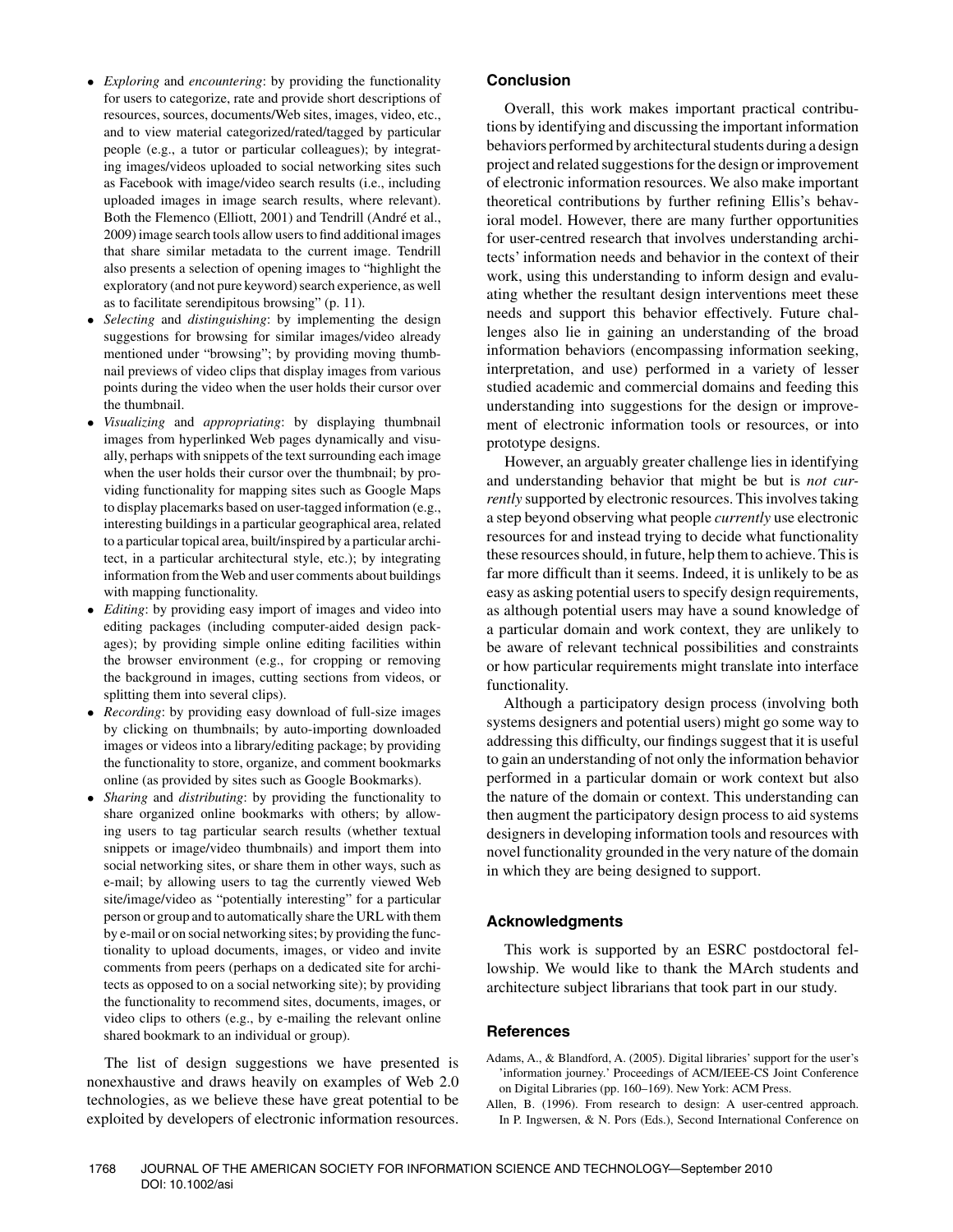- *Exploring* and *encountering*: by providing the functionality for users to categorize, rate and provide short descriptions of resources, sources, documents/Web sites, images, video, etc., and to view material categorized/rated/tagged by particular people (e.g., a tutor or particular colleagues); by integrating images/videos uploaded to social networking sites such as Facebook with image/video search results (i.e., including uploaded images in image search results, where relevant). Both the Flemenco (Elliott, 2001) and Tendrill (André et al., 2009) image search tools allow users to find additional images that share similar metadata to the current image. Tendrill also presents a selection of opening images to "highlight the exploratory (and not pure keyword) search experience, as well as to facilitate serendipitous browsing" (p. 11).
- *Selecting* and *distinguishing*: by implementing the design suggestions for browsing for similar images/video already mentioned under "browsing"; by providing moving thumbnail previews of video clips that display images from various points during the video when the user holds their cursor over the thumbnail.
- *Visualizing* and *appropriating*: by displaying thumbnail images from hyperlinked Web pages dynamically and visually, perhaps with snippets of the text surrounding each image when the user holds their cursor over the thumbnail; by providing functionality for mapping sites such as Google Maps to display placemarks based on user-tagged information (e.g., interesting buildings in a particular geographical area, related to a particular topical area, built/inspired by a particular architect, in a particular architectural style, etc.); by integrating information from the Web and user comments about buildings with mapping functionality.
- *Editing*: by providing easy import of images and video into editing packages (including computer-aided design packages); by providing simple online editing facilities within the browser environment (e.g., for cropping or removing the background in images, cutting sections from videos, or splitting them into several clips).
- *Recording*: by providing easy download of full-size images by clicking on thumbnails; by auto-importing downloaded images or videos into a library/editing package; by providing the functionality to store, organize, and comment bookmarks online (as provided by sites such as Google Bookmarks).
- *Sharing* and *distributing*: by providing the functionality to share organized online bookmarks with others; by allowing users to tag particular search results (whether textual snippets or image/video thumbnails) and import them into social networking sites, or share them in other ways, such as e-mail; by allowing users to tag the currently viewed Web site/image/video as "potentially interesting" for a particular person or group and to automatically share the URL with them by e-mail or on social networking sites; by providing the functionality to upload documents, images, or video and invite comments from peers (perhaps on a dedicated site for architects as opposed to on a social networking site); by providing the functionality to recommend sites, documents, images, or video clips to others (e.g., by e-mailing the relevant online shared bookmark to an individual or group).

The list of design suggestions we have presented is nonexhaustive and draws heavily on examples of Web 2.0 technologies, as we believe these have great potential to be exploited by developers of electronic information resources.

## Conclusion

Overall, this work makes important practical contributions by identifying and discussing the important information behaviors performed by architectural students during a design project and related suggestions for the design or improvement of electronic information resources. We also make important theoretical contributions by further refining Ellis's behavioral model. However, there are many further opportunities for user-centred research that involves understanding architects' information needs and behavior in the context of their work, using this understanding to inform design and evaluating whether the resultant design interventions meet these needs and support this behavior effectively. Future challenges also lie in gaining an understanding of the broad information behaviors (encompassing information seeking, interpretation, and use) performed in a variety of lesser studied academic and commercial domains and feeding this understanding into suggestions for the design or improvement of electronic information tools or resources, or into prototype designs.

However, an arguably greater challenge lies in identifying and understanding behavior that might be but is *not currently* supported by electronic resources. This involves taking a step beyond observing what people *currently* use electronic resources for and instead trying to decide what functionality these resources should, in future, help them to achieve. This is far more difficult than it seems. Indeed, it is unlikely to be as easy as asking potential users to specify design requirements, as although potential users may have a sound knowledge of a particular domain and work context, they are unlikely to be aware of relevant technical possibilities and constraints or how particular requirements might translate into interface functionality.

Although a participatory design process (involving both systems designers and potential users) might go some way to addressing this difficulty, our findings suggest that it is useful to gain an understanding of not only the information behavior performed in a particular domain or work context but also the nature of the domain or context. This understanding can then augment the participatory design process to aid systems designers in developing information tools and resources with novel functionality grounded in the very nature of the domain in which they are being designed to support.

## Acknowledgments

This work is supported by an ESRC postdoctoral fellowship. We would like to thank the MArch students and architecture subject librarians that took part in our study.

## References

Adams, A., & Blandford, A. (2005). Digital libraries' support for the user's 'information journey.' Proceedings of ACM/IEEE-CS Joint Conference on Digital Libraries (pp. 160–169). New York: ACM Press.

Allen, B. (1996). From research to design: A user-centred approach. In P. Ingwersen, & N. Pors (Eds.), Second International Conference on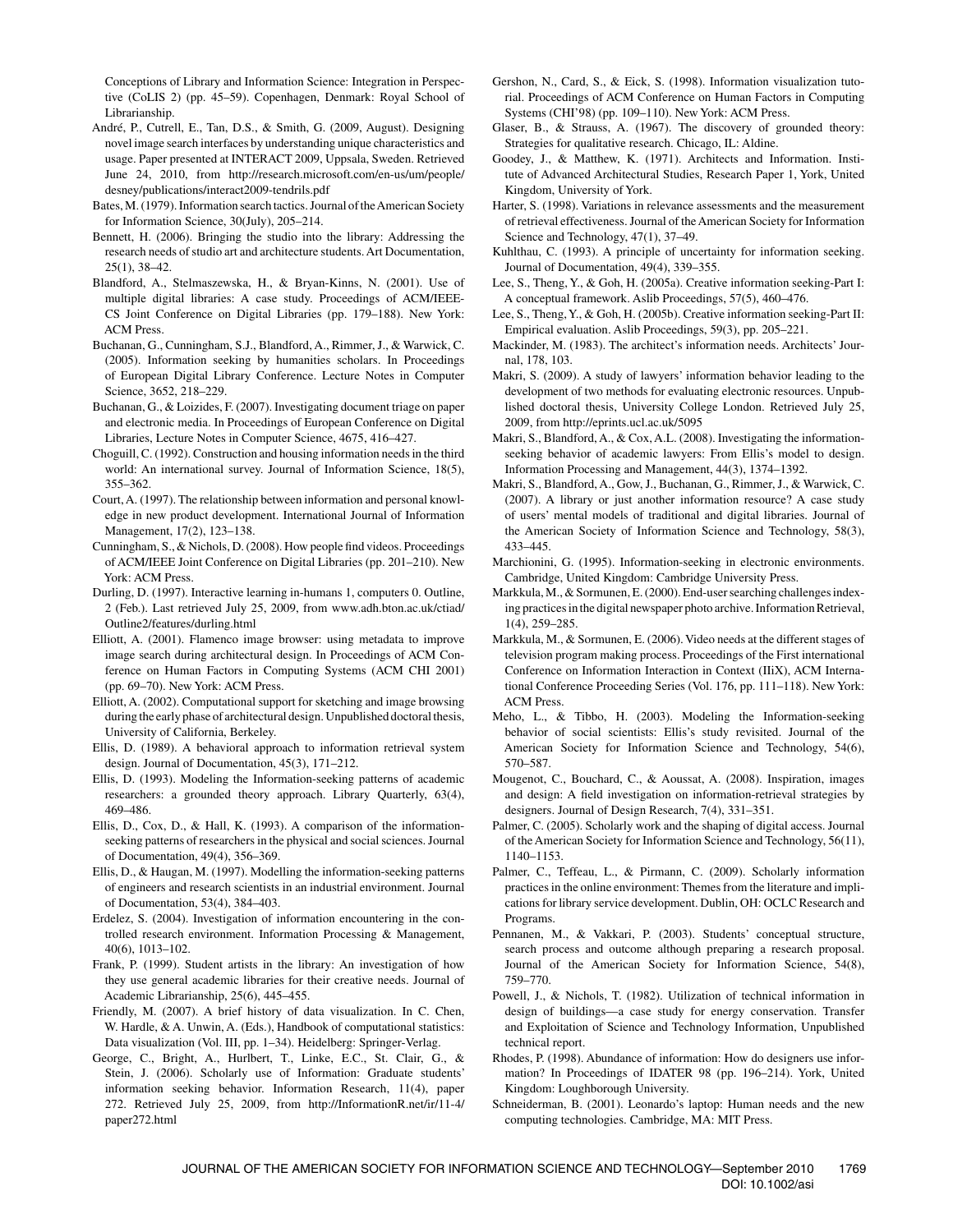Conceptions of Library and Information Science: Integration in Perspective (CoLIS 2) (pp. 45–59). Copenhagen, Denmark: Royal School of Librarianship.

André, P., Cutrell, E., Tan, D.S., & Smith, G. (2009, August). Designing novel image search interfaces by understanding unique characteristics and usage. Paper presented at INTERACT 2009, Uppsala, Sweden. Retrieved June 24, 2010, from http://research.microsoft.com/en-us/um/people/desney/publications/interact2009-tendrils.pdf

Bates, M. (1979). Information search tactics. Journal of the American Society for Information Science, 30(July), 205–214.

Bennett, H. (2006). Bringing the studio into the library: Addressing the research needs of studio art and architecture students. Art Documentation, 25(1), 38–42.

Blandford, A., Stelmaszewska, H., & Bryan-Kinns, N. (2001). Use of multiple digital libraries: A case study. Proceedings of ACM/IEEE-CS Joint Conference on Digital Libraries (pp. 179–188). New York: ACM Press.

Buchanan, G., Cunningham, S.J., Blandford, A., Rimmer, J., & Warwick, C. (2005). Information seeking by humanities scholars. In Proceedings of European Digital Library Conference. Lecture Notes in Computer Science, 3652, 218–229.

Buchanan, G., & Loizides, F. (2007). Investigating document triage on paper and electronic media. In Proceedings of European Conference on Digital Libraries, Lecture Notes in Computer Science, 4675, 416–427.

Choguill, C. (1992). Construction and housing information needs in the third world: An international survey. Journal of Information Science, 18(5), 355–362.

Court, A. (1997). The relationship between information and personal knowledge in new product development. International Journal of Information Management, 17(2), 123–138.

Cunningham, S., & Nichols, D. (2008). How people find videos. Proceedings of ACM/IEEE Joint Conference on Digital Libraries (pp. 201–210). New York: ACM Press.

Durling, D. (1997). Interactive learning in-humans 1, computers 0. Outline, 2 (Feb.). Last retrieved July 25, 2009, from www.adh.bton.ac.uk/ctiad/Outline2/features/durling.html

Elliott, A. (2001). Flamenco image browser: using metadata to improve image search during architectural design. In Proceedings of ACM Conference on Human Factors in Computing Systems (ACM CHI 2001) (pp. 69–70). New York: ACM Press.

Elliott, A. (2002). Computational support for sketching and image browsing during the early phase of architectural design. Unpublished doctoral thesis, University of California, Berkeley.

Ellis, D. (1989). A behavioral approach to information retrieval system design. Journal of Documentation, 45(3), 171–212.

Ellis, D. (1993). Modeling the Information-seeking patterns of academic researchers: a grounded theory approach. Library Quarterly, 63(4), 469–486.

Ellis, D., Cox, D., & Hall, K. (1993). A comparison of the information-seeking patterns of researchers in the physical and social sciences. Journal of Documentation, 49(4), 356–369.

Ellis, D., & Haugan, M. (1997). Modelling the information-seeking patterns of engineers and research scientists in an industrial environment. Journal of Documentation, 53(4), 384–403.

Erdelez, S. (2004). Investigation of information encountering in the controlled research environment. Information Processing & Management, 40(6), 1013–102.

Frank, P. (1999). Student artists in the library: An investigation of how they use general academic libraries for their creative needs. Journal of Academic Librarianship, 25(6), 445–455.

Friendly, M. (2007). A brief history of data visualization. In C. Chen, W. Hardle, & A. Unwin, A. (Eds.), Handbook of computational statistics: Data visualization (Vol. III, pp. 1–34). Heidelberg: Springer-Verlag.

George, C., Bright, A., Hurlbert, T., Linke, E.C., St. Clair, G., & Stein, J. (2006). Scholarly use of Information: Graduate students' information seeking behavior. Information Research, 11(4), paper 272. Retrieved July 25, 2009, from http://InformationR.net/ir/11-4/paper272.html

Gershon, N., Card, S., & Eick, S. (1998). Information visualization tutorial. Proceedings of ACM Conference on Human Factors in Computing Systems (CHI'98) (pp. 109–110). New York: ACM Press.

Glaser, B., & Strauss, A. (1967). The discovery of grounded theory: Strategies for qualitative research. Chicago, IL: Aldine.

Goodey, J., & Matthew, K. (1971). Architects and Information. Institute of Advanced Architectural Studies, Research Paper 1, York, United Kingdom, University of York.

Harter, S. (1998). Variations in relevance assessments and the measurement of retrieval effectiveness. Journal of the American Society for Information Science and Technology, 47(1), 37–49.

Kuhlthau, C. (1993). A principle of uncertainty for information seeking. Journal of Documentation, 49(4), 339–355.

Lee, S., Theng, Y., & Goh, H. (2005a). Creative information seeking-Part I: A conceptual framework. Aslib Proceedings, 57(5), 460–476.

Lee, S., Theng, Y., & Goh, H. (2005b). Creative information seeking-Part II: Empirical evaluation. Aslib Proceedings, 59(3), pp. 205–221.

Mackinder, M. (1983). The architect's information needs. Architects' Journal, 178, 103.

Makri, S. (2009). A study of lawyers' information behavior leading to the development of two methods for evaluating electronic resources. Unpublished doctoral thesis, University College London. Retrieved July 25, 2009, from http://eprints.ucl.ac.uk/5095

Makri, S., Blandford, A., & Cox, A.L. (2008). Investigating the information-seeking behavior of academic lawyers: From Ellis's model to design. Information Processing and Management, 44(3), 1374–1392.

Makri, S., Blandford, A., Gow, J., Buchanan, G., Rimmer, J., & Warwick, C. (2007). A library or just another information resource? A case study of users' mental models of traditional and digital libraries. Journal of the American Society of Information Science and Technology, 58(3), 433–445.

Marchionini, G. (1995). Information-seeking in electronic environments. Cambridge, United Kingdom: Cambridge University Press.

Markkula, M., & Sormunen, E. (2000). End-user searching challenges indexing practices in the digital newspaper photo archive. Information Retrieval, 1(4), 259–285.

Markkula, M., & Sormunen, E. (2006). Video needs at the different stages of television program making process. Proceedings of the First international Conference on Information Interaction in Context (IIiX), ACM International Conference Proceeding Series (Vol. 176, pp. 111–118). New York: ACM Press.

Meho, L., & Tibbo, H. (2003). Modeling the Information-seeking behavior of social scientists: Ellis's study revisited. Journal of the American Society for Information Science and Technology, 54(6), 570–587.

Mougenot, C., Bouchard, C., & Aoussat, A. (2008). Inspiration, images and design: A field investigation on information-retrieval strategies by designers. Journal of Design Research, 7(4), 331–351.

Palmer, C. (2005). Scholarly work and the shaping of digital access. Journal of the American Society for Information Science and Technology, 56(11), 1140–1153.

Palmer, C., Teffeau, L., & Pirmann, C. (2009). Scholarly information practices in the online environment: Themes from the literature and implications for library service development. Dublin, OH: OCLC Research and Programs.

Pennanen, M., & Vakkari, P. (2003). Students' conceptual structure, search process and outcome although preparing a research proposal. Journal of the American Society for Information Science, 54(8), 759–770.

Powell, J., & Nichols, T. (1982). Utilization of technical information in design of buildings—a case study for energy conservation. Transfer and Exploitation of Science and Technology Information, Unpublished technical report.

Rhodes, P. (1998). Abundance of information: How do designers use information? In Proceedings of IDATER 98 (pp. 196–214). York, United Kingdom: Loughborough University.

Schneiderman, B. (2001). Leonardo's laptop: Human needs and the new computing technologies. Cambridge, MA: MIT Press.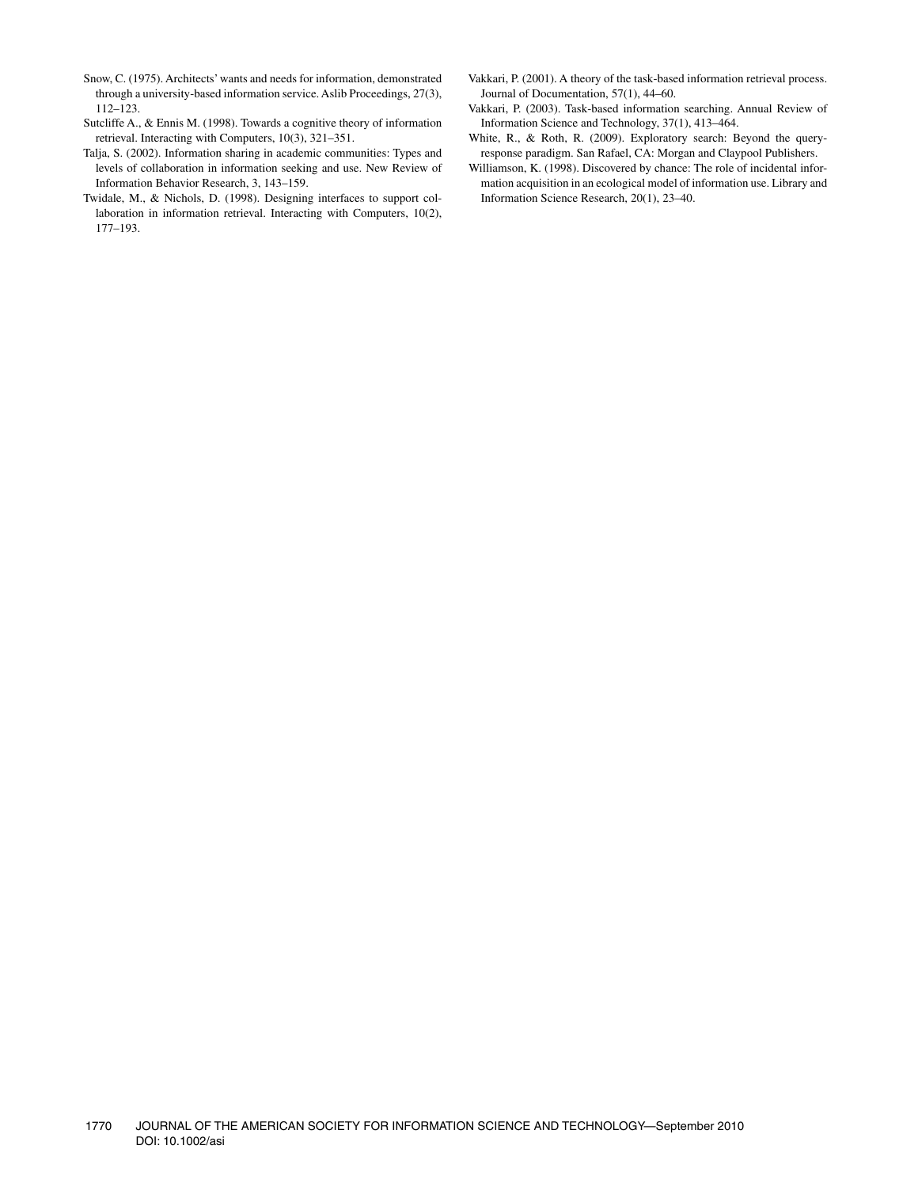Snow, C. (1975). Architects' wants and needs for information, demonstrated through a university-based information service. Aslib Proceedings, 27(3), 112–123.

Sutcliffe A., & Ennis M. (1998). Towards a cognitive theory of information retrieval. Interacting with Computers, 10(3), 321–351.

Talja, S. (2002). Information sharing in academic communities: Types and levels of collaboration in information seeking and use. New Review of Information Behavior Research, 3, 143–159.

Twidale, M., & Nichols, D. (1998). Designing interfaces to support collaboration in information retrieval. Interacting with Computers, 10(2), 177–193.

Vakkari, P. (2001). A theory of the task-based information retrieval process. Journal of Documentation, 57(1), 44–60.

Vakkari, P. (2003). Task-based information searching. Annual Review of Information Science and Technology, 37(1), 413–464.

White, R., & Roth, R. (2009). Exploratory search: Beyond the query-response paradigm. San Rafael, CA: Morgan and Claypool Publishers.

Williamson, K. (1998). Discovered by chance: The role of incidental information acquisition in an ecological model of information use. Library and Information Science Research, 20(1), 23–40.